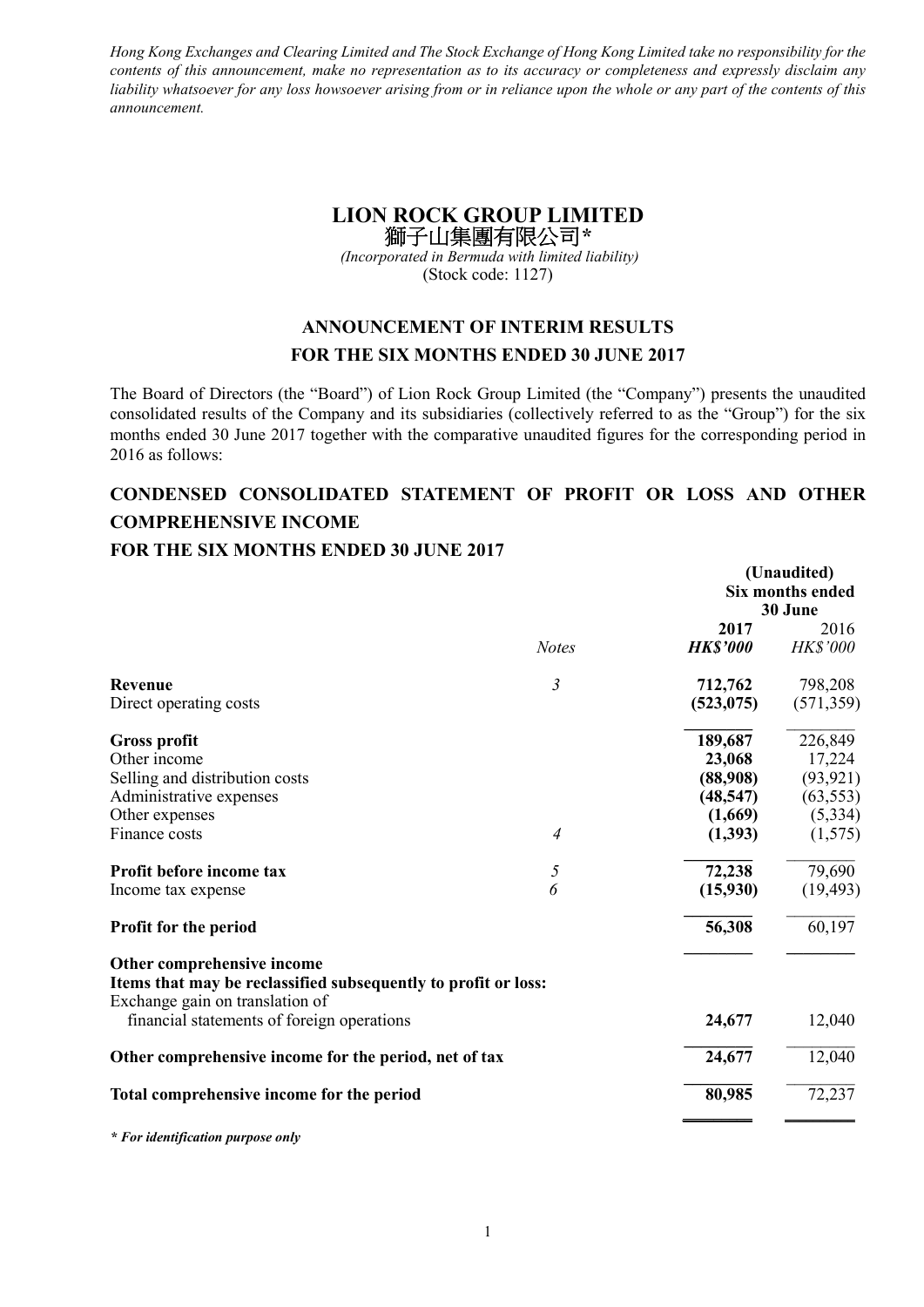*Hong Kong Exchanges and Clearing Limited and The Stock Exchange of Hong Kong Limited take no responsibility for the contents of this announcement, make no representation as to its accuracy or completeness and expressly disclaim any liability whatsoever for any loss howsoever arising from or in reliance upon the whole or any part of the contents of this announcement.*

# LION ROCK GROUP LIMITED
# 獅子山集團有限公司*

*(Incorporated in Bermuda with limited liability)*
(Stock code: 1127)

## ANNOUNCEMENT OF INTERIM RESULTS
## FOR THE SIX MONTHS ENDED 30 JUNE 2017

The Board of Directors (the "Board") of Lion Rock Group Limited (the "Company") presents the unaudited consolidated results of the Company and its subsidiaries (collectively referred to as the "Group") for the six months ended 30 June 2017 together with the comparative unaudited figures for the corresponding period in 2016 as follows:

## CONDENSED CONSOLIDATED STATEMENT OF PROFIT OR LOSS AND OTHER COMPREHENSIVE INCOME
## FOR THE SIX MONTHS ENDED 30 JUNE 2017

| | Notes | (Unaudited) Six months ended 30 June 2017 *HK$'000* | 2016 *HK$'000* |
|---|---|---|---|
| **Revenue** | *3* | **712,762** | 798,208 |
| Direct operating costs | | **(523,075)** | (571,359) |
| **Gross profit** | | **189,687** | 226,849 |
| Other income | | **23,068** | 17,224 |
| Selling and distribution costs | | **(88,908)** | (93,921) |
| Administrative expenses | | **(48,547)** | (63,553) |
| Other expenses | | **(1,669)** | (5,334) |
| Finance costs | *4* | **(1,393)** | (1,575) |
| **Profit before income tax** | *5* | **72,238** | 79,690 |
| Income tax expense | *6* | **(15,930)** | (19,493) |
| **Profit for the period** | | **56,308** | 60,197 |
| **Other comprehensive income** | | | |
| **Items that may be reclassified subsequently to profit or loss:** | | | |
| Exchange gain on translation of financial statements of foreign operations | | **24,677** | 12,040 |
| **Other comprehensive income for the period, net of tax** | | **24,677** | 12,040 |
| **Total comprehensive income for the period** | | **80,985** | 72,237 |

***\* For identification purpose only***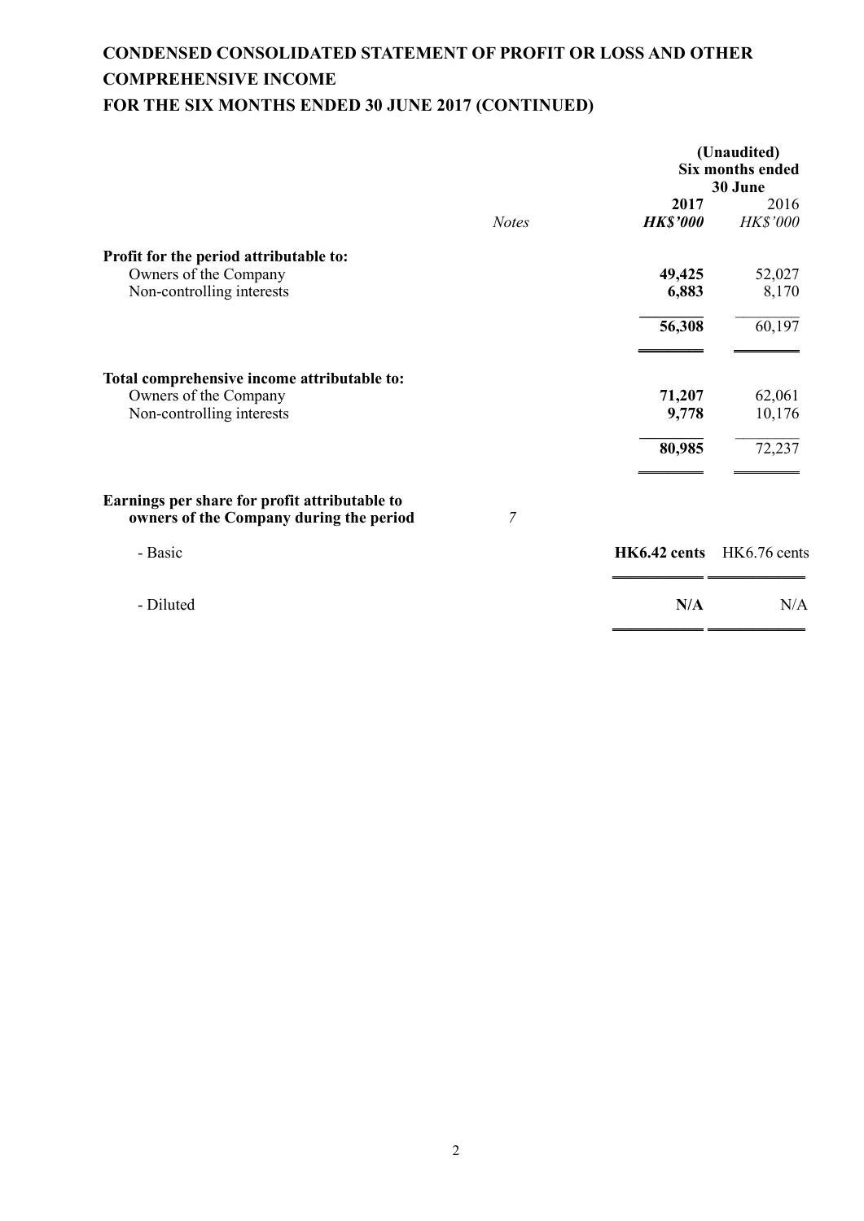# CONDENSED CONSOLIDATED STATEMENT OF PROFIT OR LOSS AND OTHER COMPREHENSIVE INCOME

# FOR THE SIX MONTHS ENDED 30 JUNE 2017 (CONTINUED)

| | Notes | (Unaudited) Six months ended 30 June | |
|---|---|---|---|
| | | **2017** | 2016 |
| | | ***HK$'000*** | *HK$'000* |
| **Profit for the period attributable to:** | | | |
| Owners of the Company | | **49,425** | 52,027 |
| Non-controlling interests | | **6,883** | 8,170 |
| | | **56,308** | 60,197 |
| **Total comprehensive income attributable to:** | | | |
| Owners of the Company | | **71,207** | 62,061 |
| Non-controlling interests | | **9,778** | 10,176 |
| | | **80,985** | 72,237 |
| **Earnings per share for profit attributable to owners of the Company during the period** | *7* | | |
| - Basic | | **HK6.42 cents** | HK6.76 cents |
| - Diluted | | **N/A** | N/A |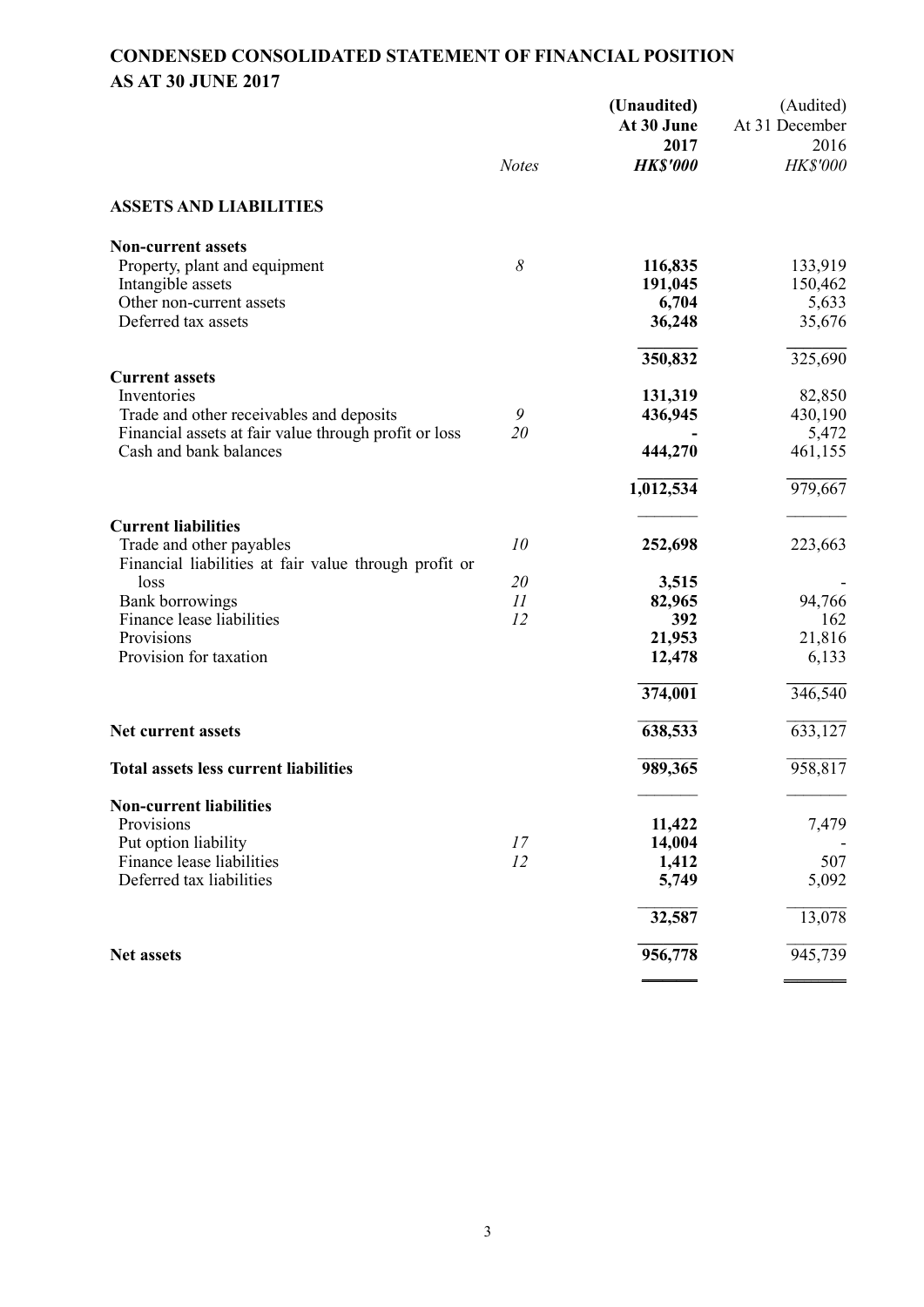# CONDENSED CONSOLIDATED STATEMENT OF FINANCIAL POSITION
## AS AT 30 JUNE 2017

| | Notes | (Unaudited) At 30 June 2017 HK$'000 | (Audited) At 31 December 2016 HK$'000 |
|---|---|---|---|
| **ASSETS AND LIABILITIES** | | | |
| **Non-current assets** | | | |
| Property, plant and equipment | 8 | **116,835** | 133,919 |
| Intangible assets | | **191,045** | 150,462 |
| Other non-current assets | | **6,704** | 5,633 |
| Deferred tax assets | | **36,248** | 35,676 |
| | | **350,832** | 325,690 |
| **Current assets** | | | |
| Inventories | | **131,319** | 82,850 |
| Trade and other receivables and deposits | 9 | **436,945** | 430,190 |
| Financial assets at fair value through profit or loss | 20 | **-** | 5,472 |
| Cash and bank balances | | **444,270** | 461,155 |
| | | **1,012,534** | 979,667 |
| **Current liabilities** | | | |
| Trade and other payables | 10 | **252,698** | 223,663 |
| Financial liabilities at fair value through profit or loss | 20 | **3,515** | - |
| Bank borrowings | 11 | **82,965** | 94,766 |
| Finance lease liabilities | 12 | **392** | 162 |
| Provisions | | **21,953** | 21,816 |
| Provision for taxation | | **12,478** | 6,133 |
| | | **374,001** | 346,540 |
| **Net current assets** | | **638,533** | 633,127 |
| **Total assets less current liabilities** | | **989,365** | 958,817 |
| **Non-current liabilities** | | | |
| Provisions | | **11,422** | 7,479 |
| Put option liability | 17 | **14,004** | - |
| Finance lease liabilities | 12 | **1,412** | 507 |
| Deferred tax liabilities | | **5,749** | 5,092 |
| | | **32,587** | 13,078 |
| **Net assets** | | **956,778** | 945,739 |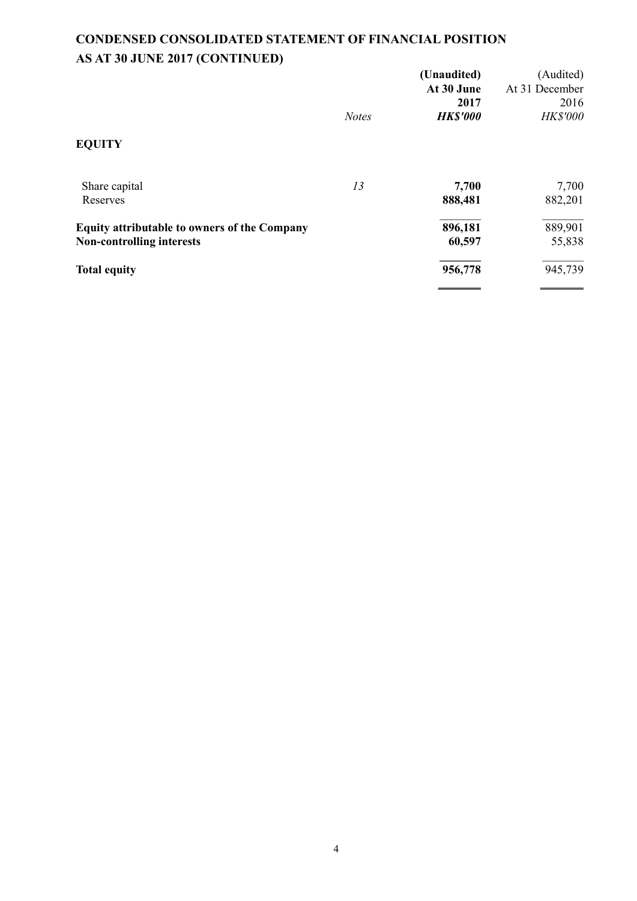# CONDENSED CONSOLIDATED STATEMENT OF FINANCIAL POSITION
# AS AT 30 JUNE 2017 (CONTINUED)

| | *Notes* | **(Unaudited)**<br>**At 30 June**<br>**2017**<br>***HK$'000*** | (Audited)<br>At 31 December<br>2016<br>*HK$'000* |
|---|---|---|---|
| **EQUITY** | | | |
| Share capital | *13* | **7,700** | 7,700 |
| Reserves | | **888,481** | 882,201 |
| **Equity attributable to owners of the Company** | | **896,181** | 889,901 |
| **Non-controlling interests** | | **60,597** | 55,838 |
| **Total equity** | | **956,778** | 945,739 |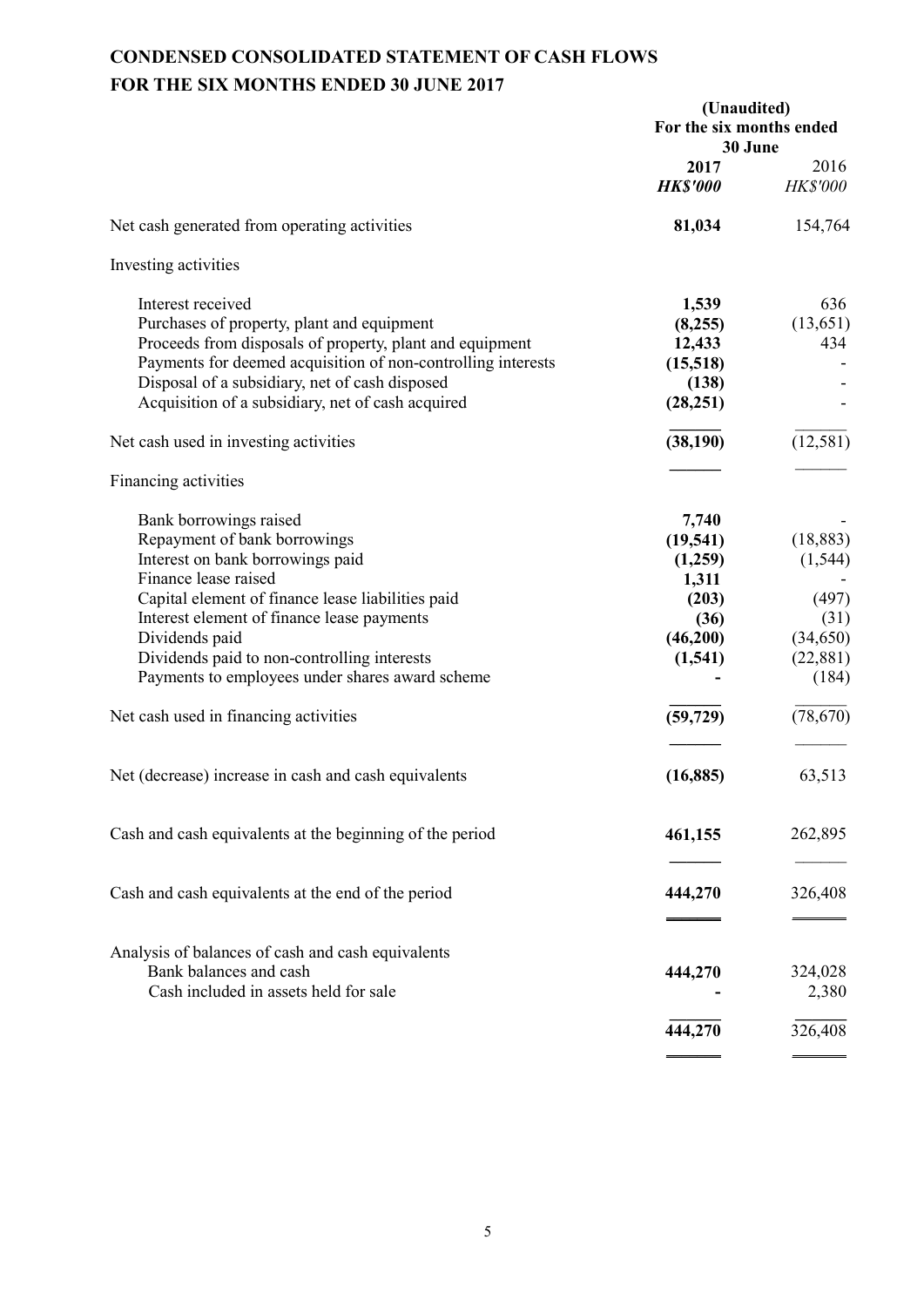# CONDENSED CONSOLIDATED STATEMENT OF CASH FLOWS
## FOR THE SIX MONTHS ENDED 30 JUNE 2017

| | (Unaudited) For the six months ended 30 June | |
|---|---|---|
| | **2017** | 2016 |
| | ***HK$'000*** | *HK$'000* |
| Net cash generated from operating activities | **81,034** | 154,764 |
| Investing activities | | |
| Interest received | **1,539** | 636 |
| Purchases of property, plant and equipment | **(8,255)** | (13,651) |
| Proceeds from disposals of property, plant and equipment | **12,433** | 434 |
| Payments for deemed acquisition of non-controlling interests | **(15,518)** | - |
| Disposal of a subsidiary, net of cash disposed | **(138)** | - |
| Acquisition of a subsidiary, net of cash acquired | **(28,251)** | - |
| Net cash used in investing activities | **(38,190)** | (12,581) |
| Financing activities | | |
| Bank borrowings raised | **7,740** | - |
| Repayment of bank borrowings | **(19,541)** | (18,883) |
| Interest on bank borrowings paid | **(1,259)** | (1,544) |
| Finance lease raised | **1,311** | - |
| Capital element of finance lease liabilities paid | **(203)** | (497) |
| Interest element of finance lease payments | **(36)** | (31) |
| Dividends paid | **(46,200)** | (34,650) |
| Dividends paid to non-controlling interests | **(1,541)** | (22,881) |
| Payments to employees under shares award scheme | **-** | (184) |
| Net cash used in financing activities | **(59,729)** | (78,670) |
| Net (decrease) increase in cash and cash equivalents | **(16,885)** | 63,513 |
| Cash and cash equivalents at the beginning of the period | **461,155** | 262,895 |
| Cash and cash equivalents at the end of the period | **444,270** | 326,408 |
| Analysis of balances of cash and cash equivalents | | |
| Bank balances and cash | **444,270** | 324,028 |
| Cash included in assets held for sale | **-** | 2,380 |
| | **444,270** | 326,408 |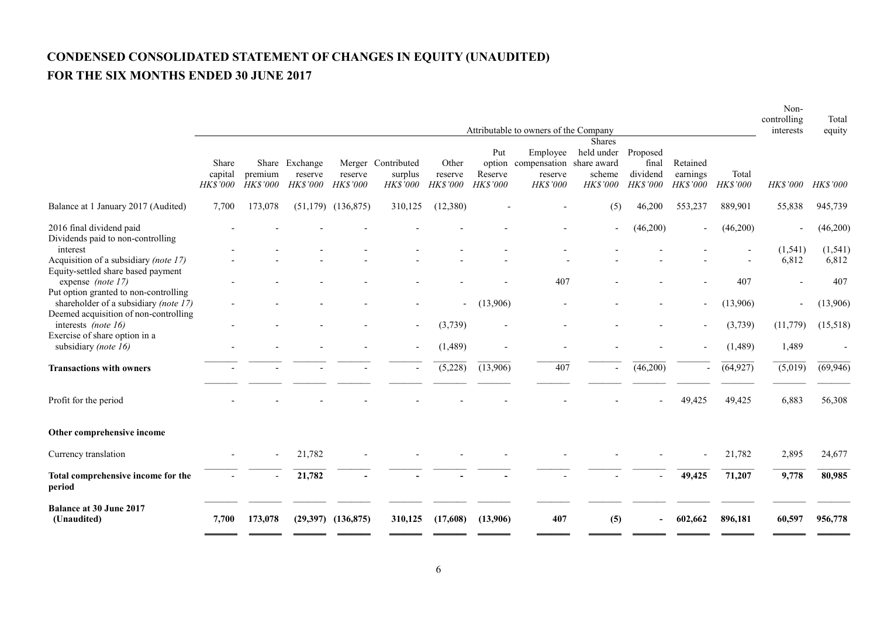# CONDENSED CONSOLIDATED STATEMENT OF CHANGES IN EQUITY (UNAUDITED)
# FOR THE SIX MONTHS ENDED 30 JUNE 2017

| | Attributable to owners of the Company | | | | | | | | | | | | Non-controlling interests | Total equity |
|---|---|---|---|---|---|---|---|---|---|---|---|---|---|---|
| | Share capital | Share premium | Exchange reserve | Merger reserve | Contributed surplus | Other reserve | Put option Reserve | Employee compensation reserve | Shares held under share award scheme | Proposed final dividend | Retained earnings | Total | | |
| | *HK$'000* | *HK$'000* | *HK$'000* | *HK$'000* | *HK$'000* | *HK$'000* | *HK$'000* | *HK$'000* | *HK$'000* | *HK$'000* | *HK$'000* | *HK$'000* | *HK$'000* | *HK$'000* |
| Balance at 1 January 2017 (Audited) | 7,700 | 173,078 | (51,179) | (136,875) | 310,125 | (12,380) | - | - | (5) | 46,200 | 553,237 | 889,901 | 55,838 | 945,739 |
| 2016 final dividend paid | - | - | - | - | - | - | - | - | - | (46,200) | - | (46,200) | - | (46,200) |
| Dividends paid to non-controlling interest | - | - | - | - | - | - | - | - | - | - | - | - | (1,541) | (1,541) |
| Acquisition of a subsidiary *(note 17)* | - | - | - | - | - | - | - | - | - | - | - | - | 6,812 | 6,812 |
| Equity-settled share based payment expense *(note 17)* | - | - | - | - | - | - | - | 407 | - | - | - | 407 | - | 407 |
| Put option granted to non-controlling shareholder of a subsidiary *(note 17)* | - | - | - | - | - | - | (13,906) | - | - | - | - | (13,906) | - | (13,906) |
| Deemed acquisition of non-controlling interests *(note 16)* | - | - | - | - | - | (3,739) | - | - | - | - | - | (3,739) | (11,779) | (15,518) |
| Exercise of share option in a subsidiary *(note 16)* | - | - | - | - | - | (1,489) | - | - | - | - | - | (1,489) | 1,489 | - |
| **Transactions with owners** | - | - | - | - | - | (5,228) | (13,906) | 407 | - | (46,200) | - | (64,927) | (5,019) | (69,946) |
| Profit for the period | - | - | - | - | - | - | - | - | - | - | 49,425 | 49,425 | 6,883 | 56,308 |
| **Other comprehensive income** | | | | | | | | | | | | | | |
| Currency translation | - | - | 21,782 | - | - | - | - | - | - | - | - | 21,782 | 2,895 | 24,677 |
| **Total comprehensive income for the period** | - | - | **21,782** | - | - | - | - | - | - | - | **49,425** | **71,207** | **9,778** | **80,985** |
| **Balance at 30 June 2017 (Unaudited)** | **7,700** | **173,078** | **(29,397)** | **(136,875)** | **310,125** | **(17,608)** | **(13,906)** | **407** | **(5)** | **-** | **602,662** | **896,181** | **60,597** | **956,778** |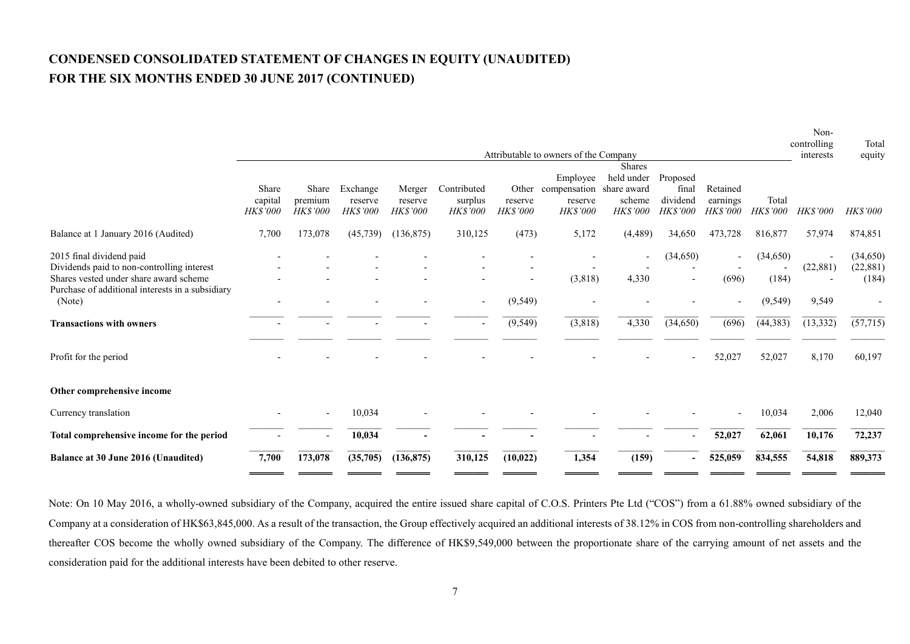# CONDENSED CONSOLIDATED STATEMENT OF CHANGES IN EQUITY (UNAUDITED)
# FOR THE SIX MONTHS ENDED 30 JUNE 2017 (CONTINUED)

| | Attributable to owners of the Company | | | | | | | | | | | Non-controlling interests | Total equity |
|---|---|---|---|---|---|---|---|---|---|---|---|---|---|
| | Share capital | Share premium | Exchange reserve | Merger reserve | Contributed surplus | Other reserve | Employee compensation reserve | Shares held under share award scheme | Proposed final dividend | Retained earnings | Total | | |
| | *HK$'000* | *HK$'000* | *HK$'000* | *HK$'000* | *HK$'000* | *HK$'000* | *HK$'000* | *HK$'000* | *HK$'000* | *HK$'000* | *HK$'000* | *HK$'000* | *HK$'000* |
| Balance at 1 January 2016 (Audited) | 7,700 | 173,078 | (45,739) | (136,875) | 310,125 | (473) | 5,172 | (4,489) | 34,650 | 473,728 | 816,877 | 57,974 | 874,851 |
| 2015 final dividend paid | - | - | - | - | - | - | - | - | (34,650) | - | (34,650) | - | (34,650) |
| Dividends paid to non-controlling interest | - | - | - | - | - | - | - | - | - | - | - | (22,881) | (22,881) |
| Shares vested under share award scheme | - | - | - | - | - | - | (3,818) | 4,330 | - | (696) | (184) | - | (184) |
| Purchase of additional interests in a subsidiary (Note) | - | - | - | - | - | (9,549) | - | - | - | - | (9,549) | 9,549 | - |
| **Transactions with owners** | - | - | - | - | - | (9,549) | (3,818) | 4,330 | (34,650) | (696) | (44,383) | (13,332) | (57,715) |
| Profit for the period | - | - | - | - | - | - | - | - | - | 52,027 | 52,027 | 8,170 | 60,197 |
| **Other comprehensive income** | | | | | | | | | | | | | |
| Currency translation | - | - | 10,034 | - | - | - | - | - | - | - | 10,034 | 2,006 | 12,040 |
| **Total comprehensive income for the period** | - | - | **10,034** | - | - | - | - | - | - | **52,027** | **62,061** | **10,176** | **72,237** |
| **Balance at 30 June 2016 (Unaudited)** | **7,700** | **173,078** | **(35,705)** | **(136,875)** | **310,125** | **(10,022)** | **1,354** | **(159)** | **-** | **525,059** | **834,555** | **54,818** | **889,373** |

Note: On 10 May 2016, a wholly-owned subsidiary of the Company, acquired the entire issued share capital of C.O.S. Printers Pte Ltd ("COS") from a 61.88% owned subsidiary of the Company at a consideration of HK$63,845,000. As a result of the transaction, the Group effectively acquired an additional interests of 38.12% in COS from non-controlling shareholders and thereafter COS become the wholly owned subsidiary of the Company. The difference of HK$9,549,000 between the proportionate share of the carrying amount of net assets and the consideration paid for the additional interests have been debited to other reserve.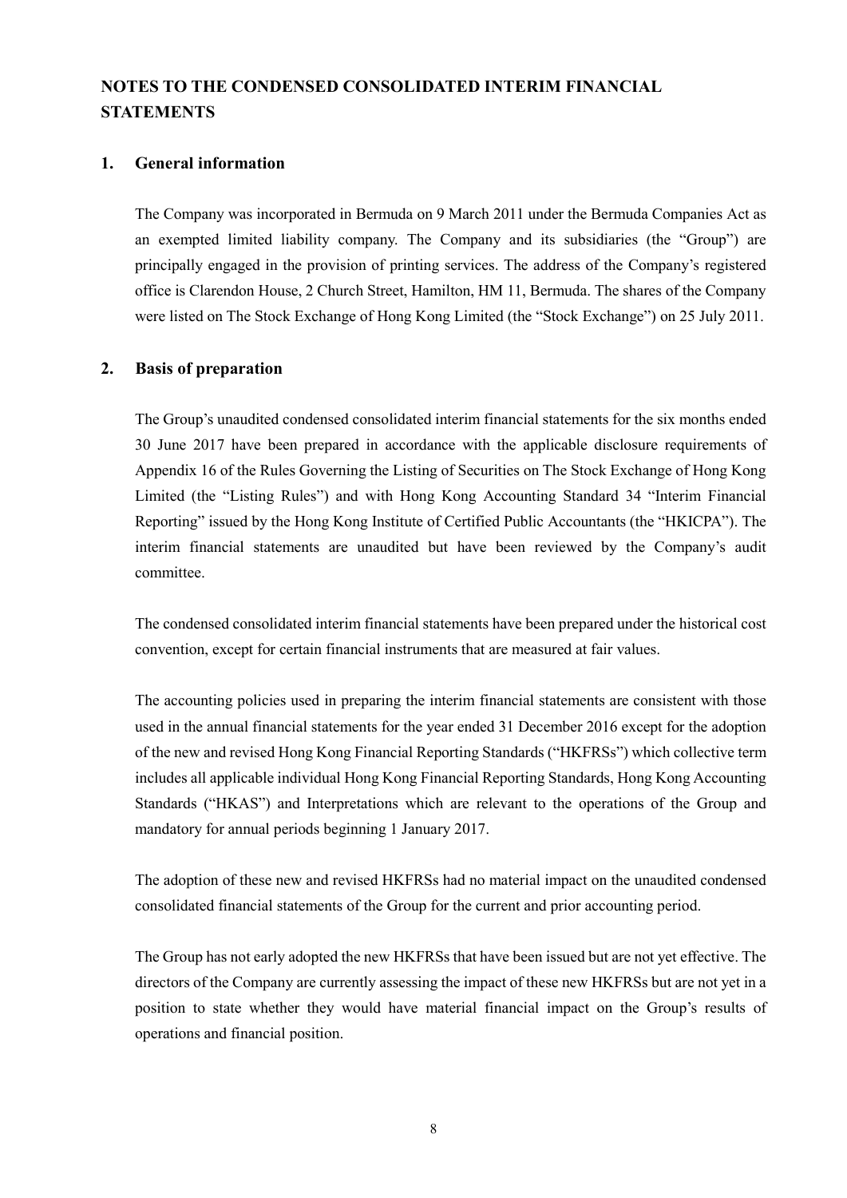# NOTES TO THE CONDENSED CONSOLIDATED INTERIM FINANCIAL STATEMENTS

## 1. General information

The Company was incorporated in Bermuda on 9 March 2011 under the Bermuda Companies Act as an exempted limited liability company. The Company and its subsidiaries (the "Group") are principally engaged in the provision of printing services. The address of the Company's registered office is Clarendon House, 2 Church Street, Hamilton, HM 11, Bermuda. The shares of the Company were listed on The Stock Exchange of Hong Kong Limited (the "Stock Exchange") on 25 July 2011.

## 2. Basis of preparation

The Group's unaudited condensed consolidated interim financial statements for the six months ended 30 June 2017 have been prepared in accordance with the applicable disclosure requirements of Appendix 16 of the Rules Governing the Listing of Securities on The Stock Exchange of Hong Kong Limited (the "Listing Rules") and with Hong Kong Accounting Standard 34 "Interim Financial Reporting" issued by the Hong Kong Institute of Certified Public Accountants (the "HKICPA"). The interim financial statements are unaudited but have been reviewed by the Company's audit committee.

The condensed consolidated interim financial statements have been prepared under the historical cost convention, except for certain financial instruments that are measured at fair values.

The accounting policies used in preparing the interim financial statements are consistent with those used in the annual financial statements for the year ended 31 December 2016 except for the adoption of the new and revised Hong Kong Financial Reporting Standards ("HKFRSs") which collective term includes all applicable individual Hong Kong Financial Reporting Standards, Hong Kong Accounting Standards ("HKAS") and Interpretations which are relevant to the operations of the Group and mandatory for annual periods beginning 1 January 2017.

The adoption of these new and revised HKFRSs had no material impact on the unaudited condensed consolidated financial statements of the Group for the current and prior accounting period.

The Group has not early adopted the new HKFRSs that have been issued but are not yet effective. The directors of the Company are currently assessing the impact of these new HKFRSs but are not yet in a position to state whether they would have material financial impact on the Group's results of operations and financial position.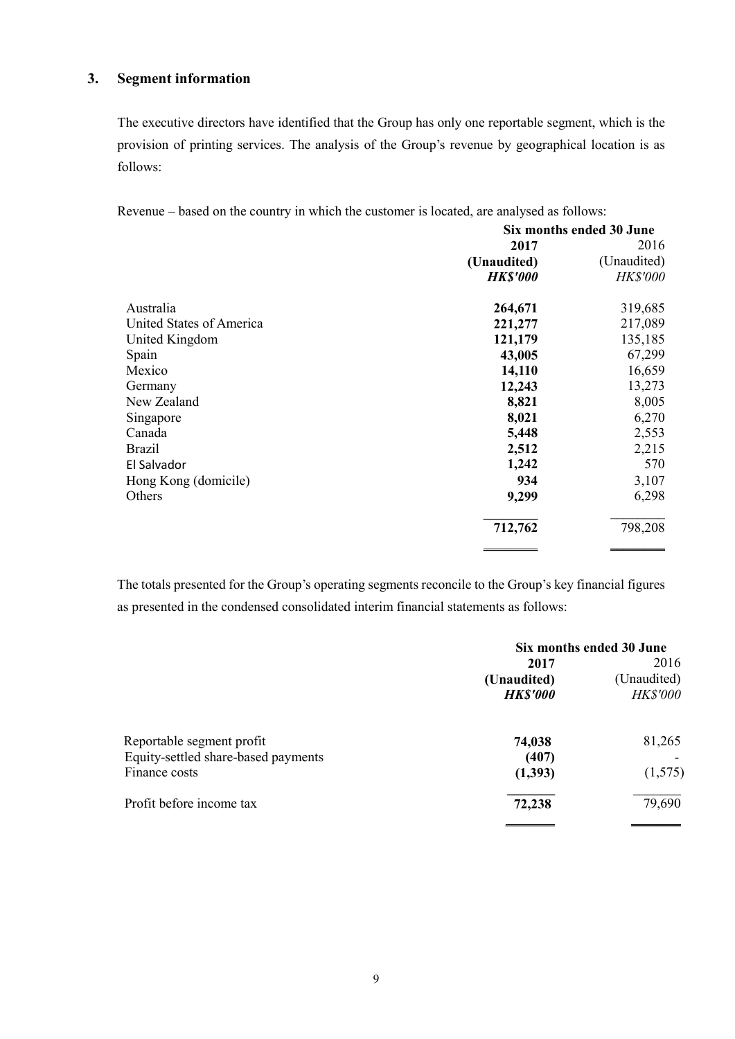## 3. Segment information

The executive directors have identified that the Group has only one reportable segment, which is the provision of printing services. The analysis of the Group's revenue by geographical location is as follows:

Revenue – based on the country in which the customer is located, are analysed as follows:

| | Six months ended 30 June | |
|---|---|---|
| | **2017** | 2016 |
| | **(Unaudited)** | (Unaudited) |
| | ***HK$'000*** | *HK$'000* |
| Australia | **264,671** | 319,685 |
| United States of America | **221,277** | 217,089 |
| United Kingdom | **121,179** | 135,185 |
| Spain | **43,005** | 67,299 |
| Mexico | **14,110** | 16,659 |
| Germany | **12,243** | 13,273 |
| New Zealand | **8,821** | 8,005 |
| Singapore | **8,021** | 6,270 |
| Canada | **5,448** | 2,553 |
| Brazil | **2,512** | 2,215 |
| El Salvador | **1,242** | 570 |
| Hong Kong (domicile) | **934** | 3,107 |
| Others | **9,299** | 6,298 |
| | **712,762** | 798,208 |

The totals presented for the Group's operating segments reconcile to the Group's key financial figures as presented in the condensed consolidated interim financial statements as follows:

| | Six months ended 30 June | |
|---|---|---|
| | **2017** | 2016 |
| | **(Unaudited)** | (Unaudited) |
| | ***HK$'000*** | *HK$'000* |
| Reportable segment profit | **74,038** | 81,265 |
| Equity-settled share-based payments | **(407)** | - |
| Finance costs | **(1,393)** | (1,575) |
| Profit before income tax | **72,238** | 79,690 |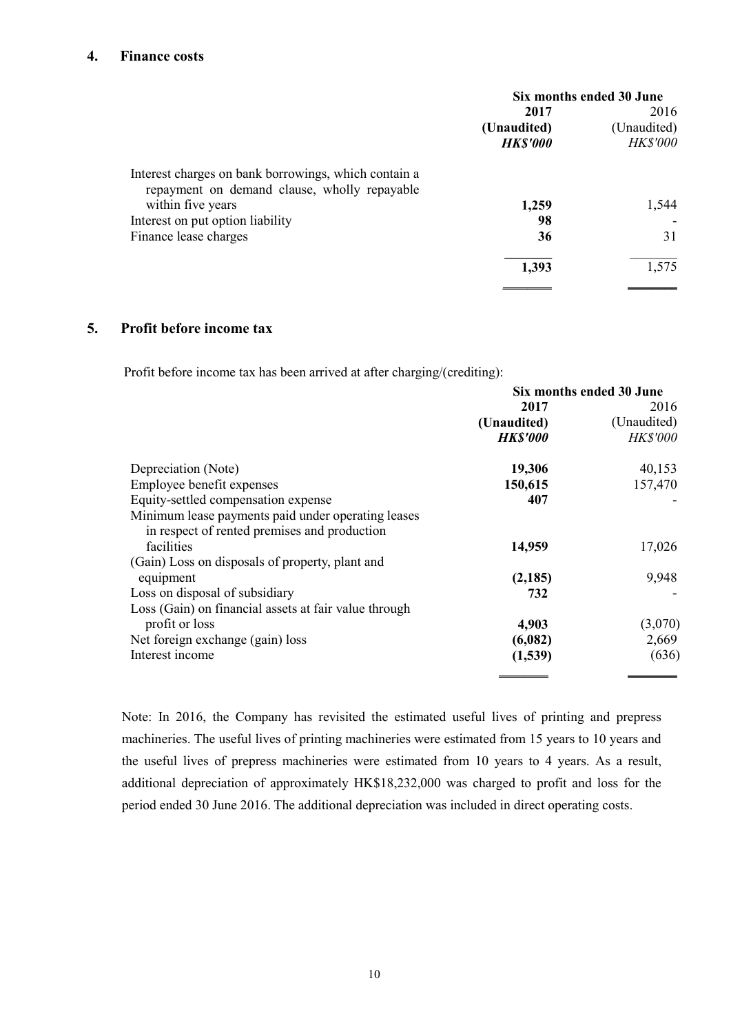## 4. Finance costs

| | Six months ended 30 June | |
|---|---|---|
| | **2017** | 2016 |
| | **(Unaudited)** | (Unaudited) |
| | ***HK$'000*** | *HK$'000* |
| Interest charges on bank borrowings, which contain a repayment on demand clause, wholly repayable within five years | **1,259** | 1,544 |
| Interest on put option liability | **98** | - |
| Finance lease charges | **36** | 31 |
| | **1,393** | 1,575 |

## 5. Profit before income tax

Profit before income tax has been arrived at after charging/(crediting):

| | Six months ended 30 June | |
|---|---|---|
| | **2017** | 2016 |
| | **(Unaudited)** | (Unaudited) |
| | ***HK$'000*** | *HK$'000* |
| Depreciation (Note) | **19,306** | 40,153 |
| Employee benefit expenses | **150,615** | 157,470 |
| Equity-settled compensation expense | **407** | - |
| Minimum lease payments paid under operating leases in respect of rented premises and production facilities | **14,959** | 17,026 |
| (Gain) Loss on disposals of property, plant and equipment | **(2,185)** | 9,948 |
| Loss on disposal of subsidiary | **732** | - |
| Loss (Gain) on financial assets at fair value through profit or loss | **4,903** | (3,070) |
| Net foreign exchange (gain) loss | **(6,082)** | 2,669 |
| Interest income | **(1,539)** | (636) |

Note: In 2016, the Company has revisited the estimated useful lives of printing and prepress machineries. The useful lives of printing machineries were estimated from 15 years to 10 years and the useful lives of prepress machineries were estimated from 10 years to 4 years. As a result, additional depreciation of approximately HK$18,232,000 was charged to profit and loss for the period ended 30 June 2016. The additional depreciation was included in direct operating costs.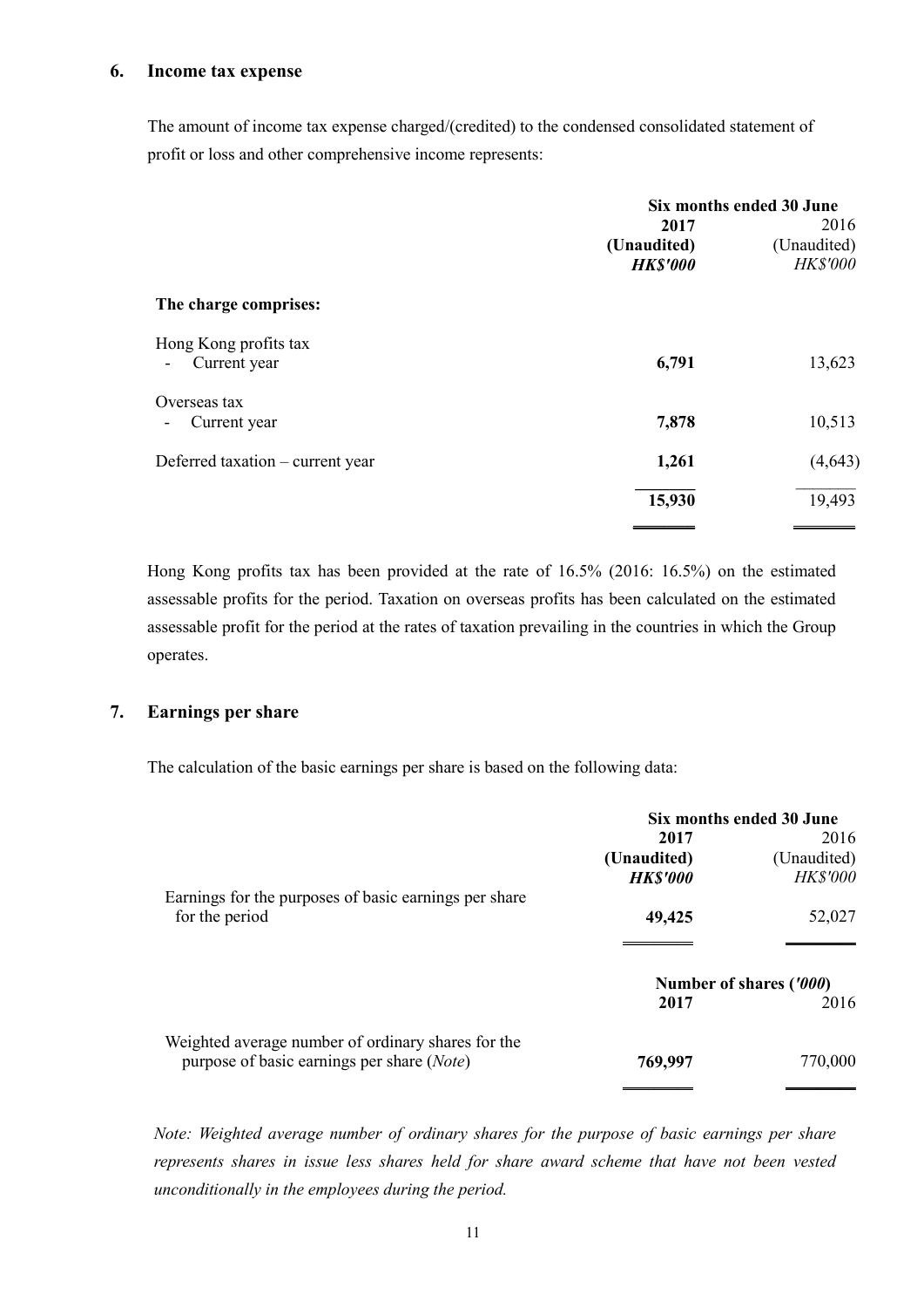## 6. Income tax expense

The amount of income tax expense charged/(credited) to the condensed consolidated statement of profit or loss and other comprehensive income represents:

| | Six months ended 30 June | |
|---|---|---|
| | **2017** | 2016 |
| | **(Unaudited)** | (Unaudited) |
| | ***HK$'000*** | *HK$'000* |
| **The charge comprises:** | | |
| Hong Kong profits tax | | |
| - Current year | **6,791** | 13,623 |
| Overseas tax | | |
| - Current year | **7,878** | 10,513 |
| Deferred taxation – current year | **1,261** | (4,643) |
| | **15,930** | 19,493 |

Hong Kong profits tax has been provided at the rate of 16.5% (2016: 16.5%) on the estimated assessable profits for the period. Taxation on overseas profits has been calculated on the estimated assessable profit for the period at the rates of taxation prevailing in the countries in which the Group operates.

## 7. Earnings per share

The calculation of the basic earnings per share is based on the following data:

| | Six months ended 30 June | |
|---|---|---|
| | **2017** | 2016 |
| | **(Unaudited)** | (Unaudited) |
| | ***HK$'000*** | *HK$'000* |
| Earnings for the purposes of basic earnings per share for the period | **49,425** | 52,027 |

| | Number of shares (*'000*) | |
|---|---|---|
| | **2017** | 2016 |
| Weighted average number of ordinary shares for the purpose of basic earnings per share (*Note*) | **769,997** | 770,000 |

*Note: Weighted average number of ordinary shares for the purpose of basic earnings per share represents shares in issue less shares held for share award scheme that have not been vested unconditionally in the employees during the period.*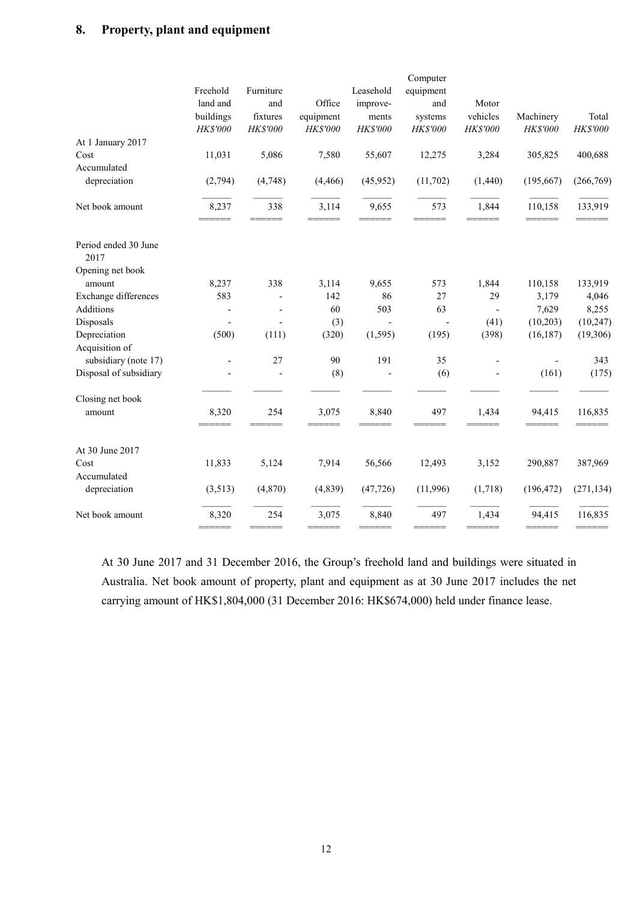## 8. Property, plant and equipment

| | Freehold land and buildings | Furniture and fixtures | Office equipment | Leasehold improve-ments | Computer equipment and systems | Motor vehicles | Machinery | Total |
|---|---|---|---|---|---|---|---|---|
| | *HK$'000* | *HK$'000* | *HK$'000* | *HK$'000* | *HK$'000* | *HK$'000* | *HK$'000* | *HK$'000* |
| **At 1 January 2017** | | | | | | | | |
| Cost | 11,031 | 5,086 | 7,580 | 55,607 | 12,275 | 3,284 | 305,825 | 400,688 |
| Accumulated depreciation | (2,794) | (4,748) | (4,466) | (45,952) | (11,702) | (1,440) | (195,667) | (266,769) |
| Net book amount | 8,237 | 338 | 3,114 | 9,655 | 573 | 1,844 | 110,158 | 133,919 |
| **Period ended 30 June 2017** | | | | | | | | |
| Opening net book amount | 8,237 | 338 | 3,114 | 9,655 | 573 | 1,844 | 110,158 | 133,919 |
| Exchange differences | 583 | - | 142 | 86 | 27 | 29 | 3,179 | 4,046 |
| Additions | - | - | 60 | 503 | 63 | - | 7,629 | 8,255 |
| Disposals | - | - | (3) | - | - | (41) | (10,203) | (10,247) |
| Depreciation | (500) | (111) | (320) | (1,595) | (195) | (398) | (16,187) | (19,306) |
| Acquisition of subsidiary (note 17) | - | 27 | 90 | 191 | 35 | - | - | 343 |
| Disposal of subsidiary | - | - | (8) | - | (6) | - | (161) | (175) |
| Closing net book amount | 8,320 | 254 | 3,075 | 8,840 | 497 | 1,434 | 94,415 | 116,835 |
| **At 30 June 2017** | | | | | | | | |
| Cost | 11,833 | 5,124 | 7,914 | 56,566 | 12,493 | 3,152 | 290,887 | 387,969 |
| Accumulated depreciation | (3,513) | (4,870) | (4,839) | (47,726) | (11,996) | (1,718) | (196,472) | (271,134) |
| Net book amount | 8,320 | 254 | 3,075 | 8,840 | 497 | 1,434 | 94,415 | 116,835 |

At 30 June 2017 and 31 December 2016, the Group's freehold land and buildings were situated in Australia. Net book amount of property, plant and equipment as at 30 June 2017 includes the net carrying amount of HK$1,804,000 (31 December 2016: HK$674,000) held under finance lease.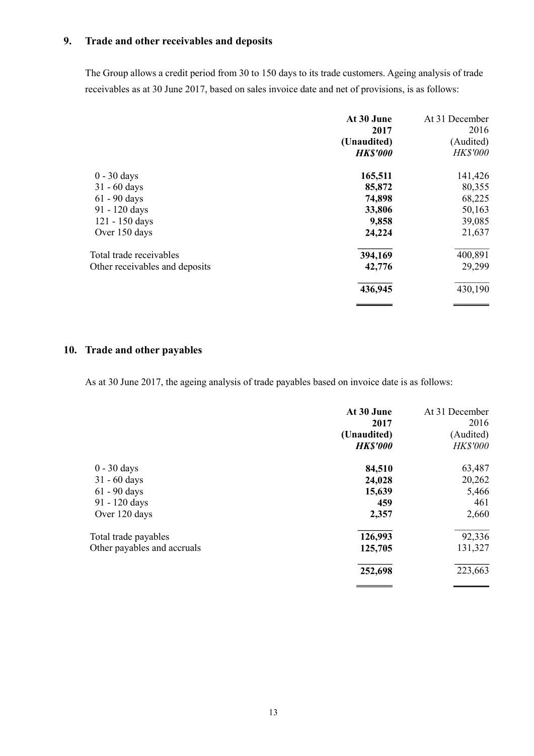## 9. Trade and other receivables and deposits

The Group allows a credit period from 30 to 150 days to its trade customers. Ageing analysis of trade receivables as at 30 June 2017, based on sales invoice date and net of provisions, is as follows:

| | **At 30 June 2017 (Unaudited)** ***HK$'000*** | At 31 December 2016 (Audited) *HK$'000* |
|---|---|---|
| 0 - 30 days | **165,511** | 141,426 |
| 31 - 60 days | **85,872** | 80,355 |
| 61 - 90 days | **74,898** | 68,225 |
| 91 - 120 days | **33,806** | 50,163 |
| 121 - 150 days | **9,858** | 39,085 |
| Over 150 days | **24,224** | 21,637 |
| Total trade receivables | **394,169** | 400,891 |
| Other receivables and deposits | **42,776** | 29,299 |
| | **436,945** | 430,190 |

## 10. Trade and other payables

As at 30 June 2017, the ageing analysis of trade payables based on invoice date is as follows:

| | **At 30 June 2017 (Unaudited)** ***HK$'000*** | At 31 December 2016 (Audited) *HK$'000* |
|---|---|---|
| 0 - 30 days | **84,510** | 63,487 |
| 31 - 60 days | **24,028** | 20,262 |
| 61 - 90 days | **15,639** | 5,466 |
| 91 - 120 days | **459** | 461 |
| Over 120 days | **2,357** | 2,660 |
| Total trade payables | **126,993** | 92,336 |
| Other payables and accruals | **125,705** | 131,327 |
| | **252,698** | 223,663 |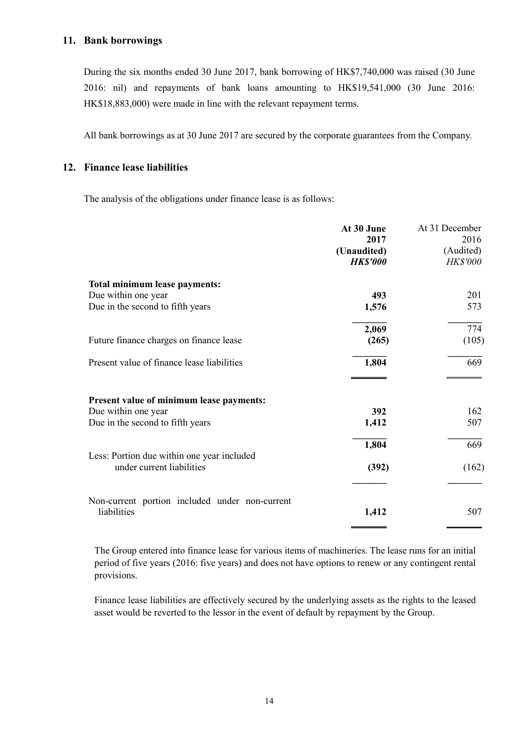## 11. Bank borrowings

During the six months ended 30 June 2017, bank borrowing of HK$7,740,000 was raised (30 June 2016: nil) and repayments of bank loans amounting to HK$19,541,000 (30 June 2016: HK$18,883,000) were made in line with the relevant repayment terms.

All bank borrowings as at 30 June 2017 are secured by the corporate guarantees from the Company.

## 12. Finance lease liabilities

The analysis of the obligations under finance lease is as follows:

| | **At 30 June 2017 (Unaudited)** ***HK$'000*** | At 31 December 2016 (Audited) *HK$'000* |
|---|---|---|
| **Total minimum lease payments:** | | |
| Due within one year | **493** | 201 |
| Due in the second to fifth years | **1,576** | 573 |
| | **2,069** | 774 |
| Future finance charges on finance lease | **(265)** | (105) |
| Present value of finance lease liabilities | **1,804** | 669 |
| **Present value of minimum lease payments:** | | |
| Due within one year | **392** | 162 |
| Due in the second to fifth years | **1,412** | 507 |
| | **1,804** | 669 |
| Less: Portion due within one year included under current liabilities | **(392)** | (162) |
| Non-current portion included under non-current liabilities | **1,412** | 507 |

The Group entered into finance lease for various items of machineries. The lease runs for an initial period of five years (2016: five years) and does not have options to renew or any contingent rental provisions.

Finance lease liabilities are effectively secured by the underlying assets as the rights to the leased asset would be reverted to the lessor in the event of default by repayment by the Group.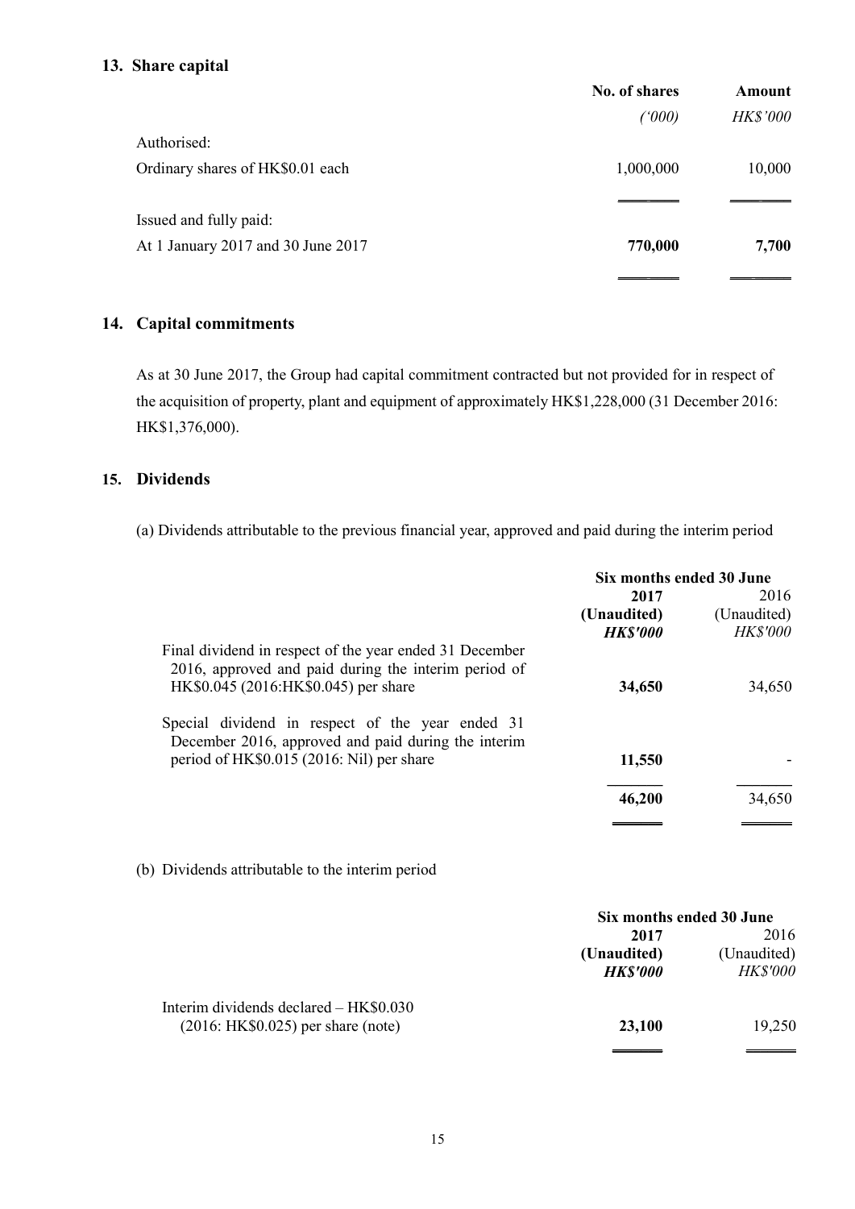## 13. Share capital

| | No. of shares | Amount |
|---|---|---|
| | *('000)* | *HK$'000* |
| Authorised: | | |
| Ordinary shares of HK$0.01 each | 1,000,000 | 10,000 |
| Issued and fully paid: | | |
| At 1 January 2017 and 30 June 2017 | **770,000** | **7,700** |

## 14. Capital commitments

As at 30 June 2017, the Group had capital commitment contracted but not provided for in respect of the acquisition of property, plant and equipment of approximately HK$1,228,000 (31 December 2016: HK$1,376,000).

## 15. Dividends

(a) Dividends attributable to the previous financial year, approved and paid during the interim period

| | Six months ended 30 June | |
|---|---|---|
| | **2017** | 2016 |
| | **(Unaudited)** | (Unaudited) |
| | ***HK$'000*** | *HK$'000* |
| Final dividend in respect of the year ended 31 December 2016, approved and paid during the interim period of HK$0.045 (2016:HK$0.045) per share | **34,650** | 34,650 |
| Special dividend in respect of the year ended 31 December 2016, approved and paid during the interim period of HK$0.015 (2016: Nil) per share | **11,550** | - |
| | **46,200** | 34,650 |

(b) Dividends attributable to the interim period

| | Six months ended 30 June | |
|---|---|---|
| | **2017** | 2016 |
| | **(Unaudited)** | (Unaudited) |
| | ***HK$'000*** | *HK$'000* |
| Interim dividends declared – HK$0.030 (2016: HK$0.025) per share (note) | **23,100** | 19,250 |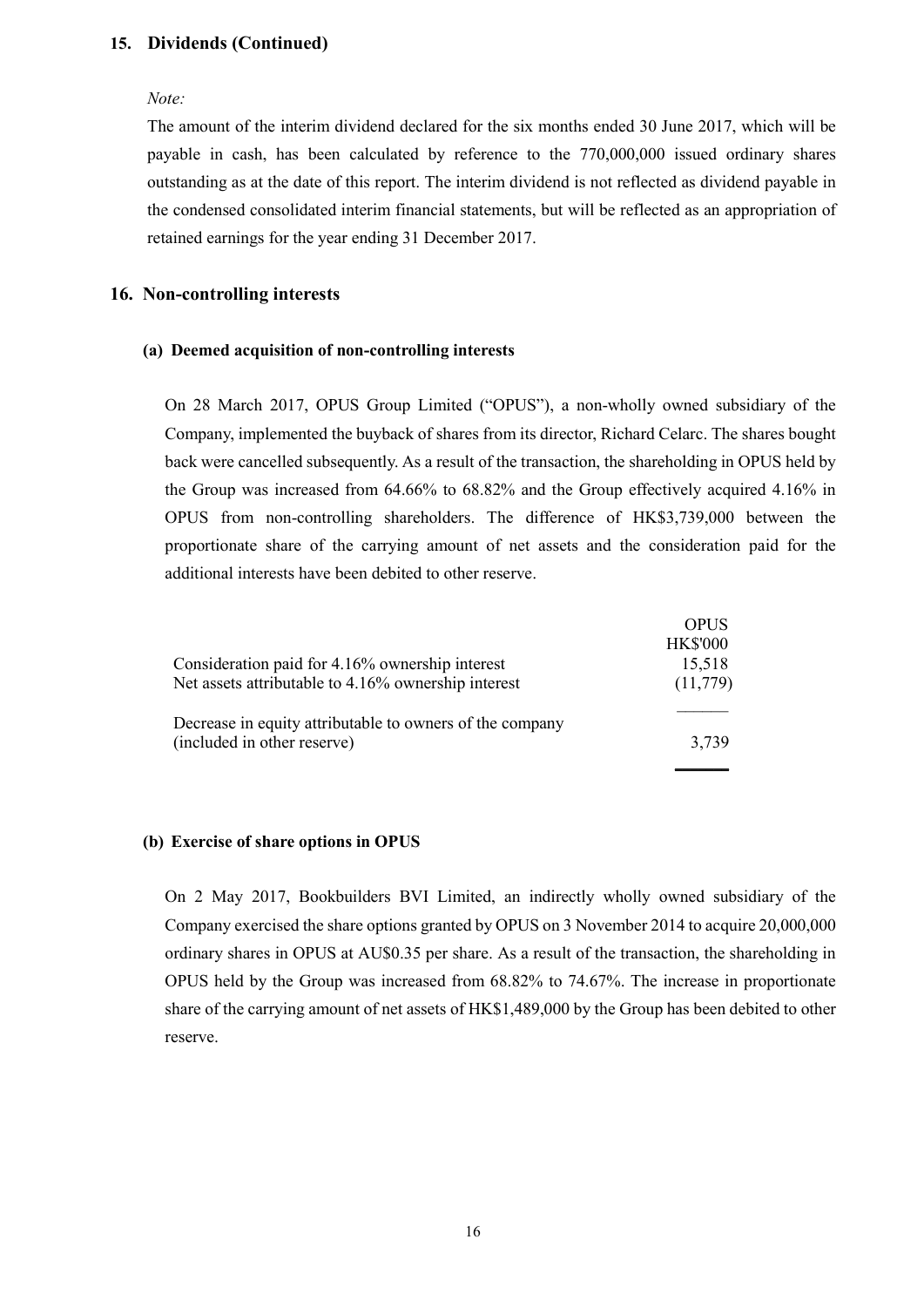## 15. Dividends (Continued)

*Note:*

The amount of the interim dividend declared for the six months ended 30 June 2017, which will be payable in cash, has been calculated by reference to the 770,000,000 issued ordinary shares outstanding as at the date of this report. The interim dividend is not reflected as dividend payable in the condensed consolidated interim financial statements, but will be reflected as an appropriation of retained earnings for the year ending 31 December 2017.

## 16. Non-controlling interests

### (a) Deemed acquisition of non-controlling interests

On 28 March 2017, OPUS Group Limited ("OPUS"), a non-wholly owned subsidiary of the Company, implemented the buyback of shares from its director, Richard Celarc. The shares bought back were cancelled subsequently. As a result of the transaction, the shareholding in OPUS held by the Group was increased from 64.66% to 68.82% and the Group effectively acquired 4.16% in OPUS from non-controlling shareholders. The difference of HK$3,739,000 between the proportionate share of the carrying amount of net assets and the consideration paid for the additional interests have been debited to other reserve.

| | OPUS |
|---|---|
| | HK$'000 |
| Consideration paid for 4.16% ownership interest | 15,518 |
| Net assets attributable to 4.16% ownership interest | (11,779) |
| Decrease in equity attributable to owners of the company (included in other reserve) | 3,739 |

### (b) Exercise of share options in OPUS

On 2 May 2017, Bookbuilders BVI Limited, an indirectly wholly owned subsidiary of the Company exercised the share options granted by OPUS on 3 November 2014 to acquire 20,000,000 ordinary shares in OPUS at AU$0.35 per share. As a result of the transaction, the shareholding in OPUS held by the Group was increased from 68.82% to 74.67%. The increase in proportionate share of the carrying amount of net assets of HK$1,489,000 by the Group has been debited to other reserve.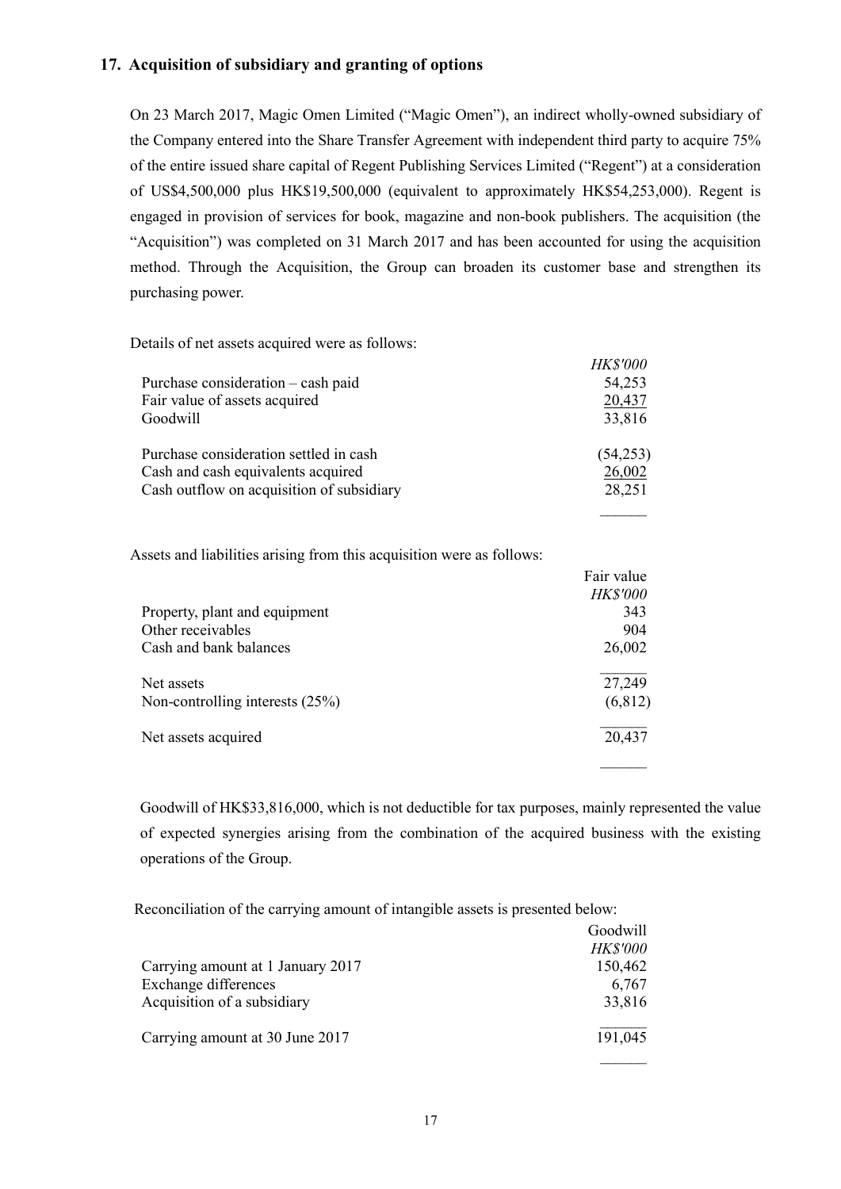### 17. Acquisition of subsidiary and granting of options

On 23 March 2017, Magic Omen Limited ("Magic Omen"), an indirect wholly-owned subsidiary of the Company entered into the Share Transfer Agreement with independent third party to acquire 75% of the entire issued share capital of Regent Publishing Services Limited ("Regent") at a consideration of US$4,500,000 plus HK$19,500,000 (equivalent to approximately HK$54,253,000). Regent is engaged in provision of services for book, magazine and non-book publishers. The acquisition (the "Acquisition") was completed on 31 March 2017 and has been accounted for using the acquisition method. Through the Acquisition, the Group can broaden its customer base and strengthen its purchasing power.

Details of net assets acquired were as follows:

| | *HK$'000* |
|---|---|
| Purchase consideration – cash paid | 54,253 |
| Fair value of assets acquired | 20,437 |
| Goodwill | 33,816 |
| | |
| Purchase consideration settled in cash | (54,253) |
| Cash and cash equivalents acquired | 26,002 |
| Cash outflow on acquisition of subsidiary | 28,251 |

Assets and liabilities arising from this acquisition were as follows:

| | Fair value *HK$'000* |
|---|---|
| Property, plant and equipment | 343 |
| Other receivables | 904 |
| Cash and bank balances | 26,002 |
| | |
| Net assets | 27,249 |
| Non-controlling interests (25%) | (6,812) |
| | |
| Net assets acquired | 20,437 |

Goodwill of HK$33,816,000, which is not deductible for tax purposes, mainly represented the value of expected synergies arising from the combination of the acquired business with the existing operations of the Group.

Reconciliation of the carrying amount of intangible assets is presented below:

| | Goodwill *HK$'000* |
|---|---|
| Carrying amount at 1 January 2017 | 150,462 |
| Exchange differences | 6,767 |
| Acquisition of a subsidiary | 33,816 |
| | |
| Carrying amount at 30 June 2017 | 191,045 |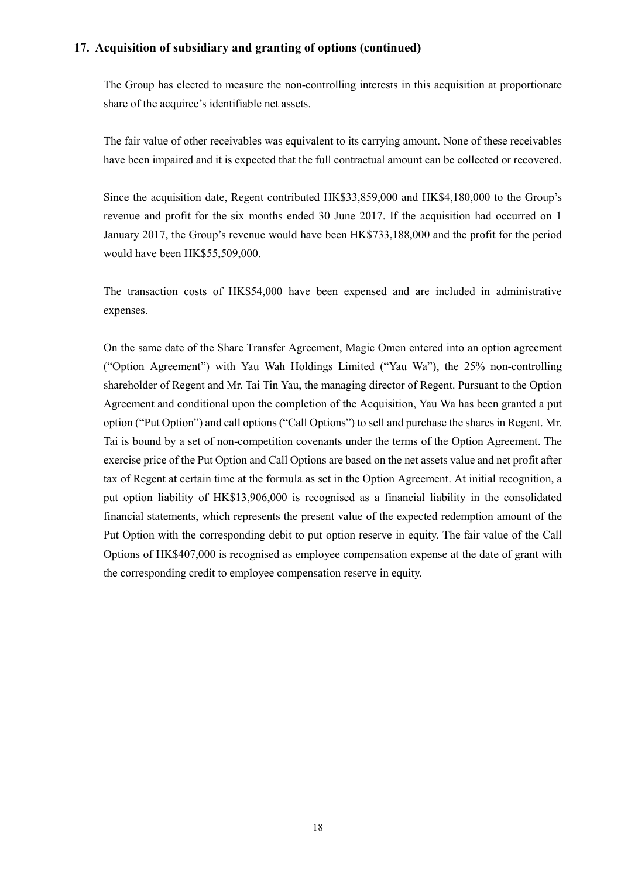## 17. Acquisition of subsidiary and granting of options (continued)

The Group has elected to measure the non-controlling interests in this acquisition at proportionate share of the acquiree's identifiable net assets.

The fair value of other receivables was equivalent to its carrying amount. None of these receivables have been impaired and it is expected that the full contractual amount can be collected or recovered.

Since the acquisition date, Regent contributed HK$33,859,000 and HK$4,180,000 to the Group's revenue and profit for the six months ended 30 June 2017. If the acquisition had occurred on 1 January 2017, the Group's revenue would have been HK$733,188,000 and the profit for the period would have been HK$55,509,000.

The transaction costs of HK$54,000 have been expensed and are included in administrative expenses.

On the same date of the Share Transfer Agreement, Magic Omen entered into an option agreement ("Option Agreement") with Yau Wah Holdings Limited ("Yau Wa"), the 25% non-controlling shareholder of Regent and Mr. Tai Tin Yau, the managing director of Regent. Pursuant to the Option Agreement and conditional upon the completion of the Acquisition, Yau Wa has been granted a put option ("Put Option") and call options ("Call Options") to sell and purchase the shares in Regent. Mr. Tai is bound by a set of non-competition covenants under the terms of the Option Agreement. The exercise price of the Put Option and Call Options are based on the net assets value and net profit after tax of Regent at certain time at the formula as set in the Option Agreement. At initial recognition, a put option liability of HK$13,906,000 is recognised as a financial liability in the consolidated financial statements, which represents the present value of the expected redemption amount of the Put Option with the corresponding debit to put option reserve in equity. The fair value of the Call Options of HK$407,000 is recognised as employee compensation expense at the date of grant with the corresponding credit to employee compensation reserve in equity.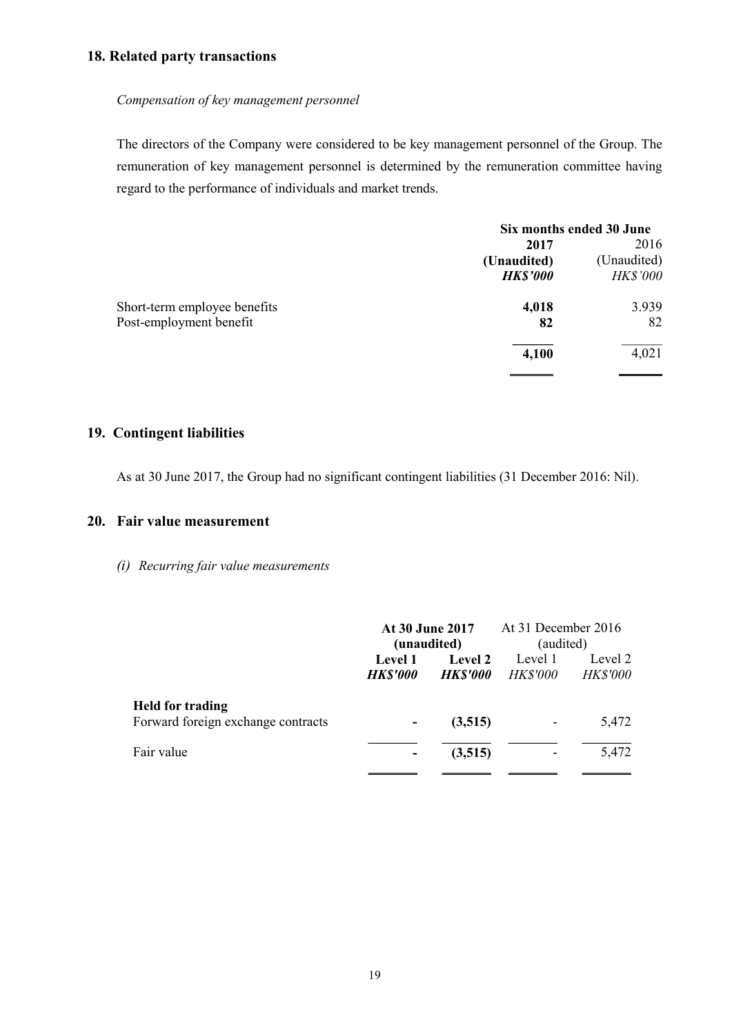## 18. Related party transactions

*Compensation of key management personnel*

The directors of the Company were considered to be key management personnel of the Group. The remuneration of key management personnel is determined by the remuneration committee having regard to the performance of individuals and market trends.

| | Six months ended 30 June | |
|---|---|---|
| | **2017** | 2016 |
| | **(Unaudited)** | (Unaudited) |
| | ***HK$'000*** | *HK$'000* |
| Short-term employee benefits | **4,018** | 3.939 |
| Post-employment benefit | **82** | 82 |
| | **4,100** | 4,021 |

## 19. Contingent liabilities

As at 30 June 2017, the Group had no significant contingent liabilities (31 December 2016: Nil).

## 20. Fair value measurement

*(i) Recurring fair value measurements*

| | **At 30 June 2017 (unaudited)** | | At 31 December 2016 (audited) | |
|---|---|---|---|---|
| | **Level 1** | **Level 2** | Level 1 | Level 2 |
| | ***HK$'000*** | ***HK$'000*** | *HK$'000* | *HK$'000* |
| **Held for trading** | | | | |
| Forward foreign exchange contracts | **-** | **(3,515)** | - | 5,472 |
| Fair value | **-** | **(3,515)** | - | 5,472 |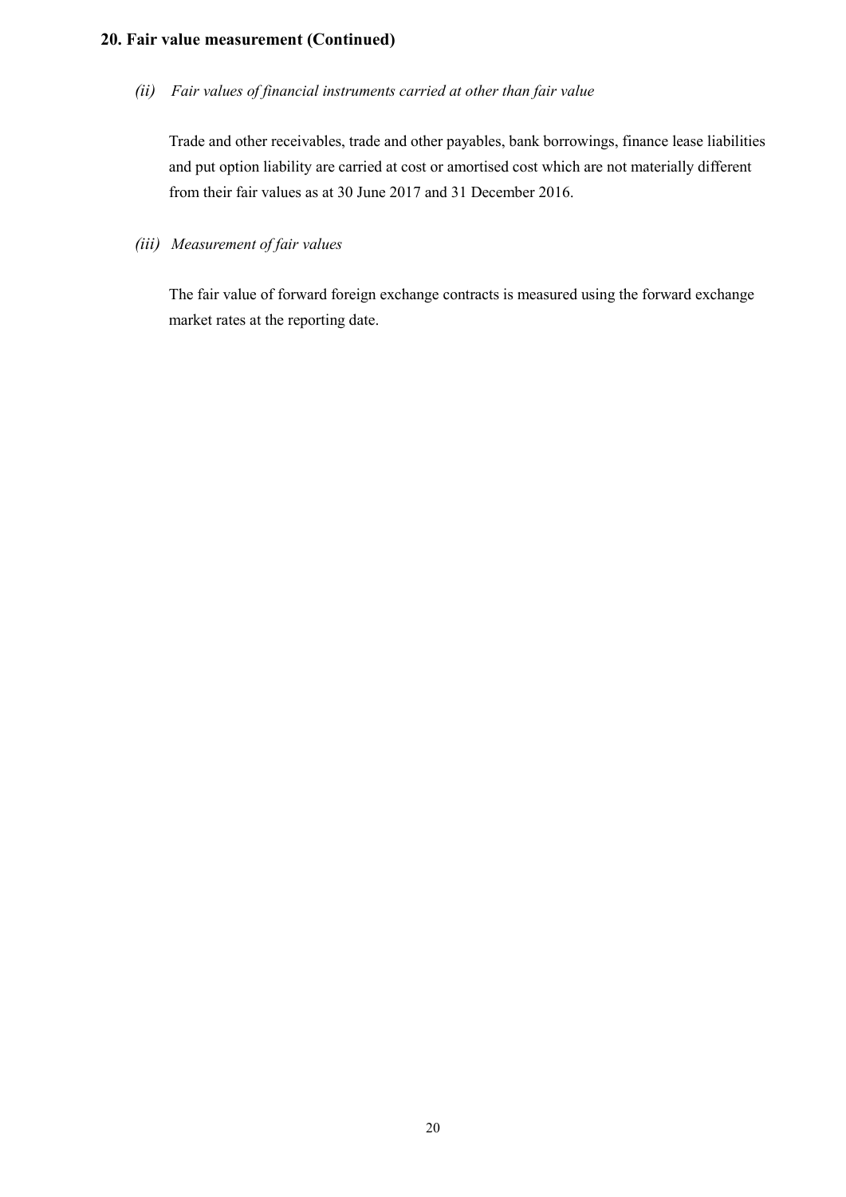## 20. Fair value measurement (Continued)

*(ii) Fair values of financial instruments carried at other than fair value*

Trade and other receivables, trade and other payables, bank borrowings, finance lease liabilities and put option liability are carried at cost or amortised cost which are not materially different from their fair values as at 30 June 2017 and 31 December 2016.

*(iii) Measurement of fair values*

The fair value of forward foreign exchange contracts is measured using the forward exchange market rates at the reporting date.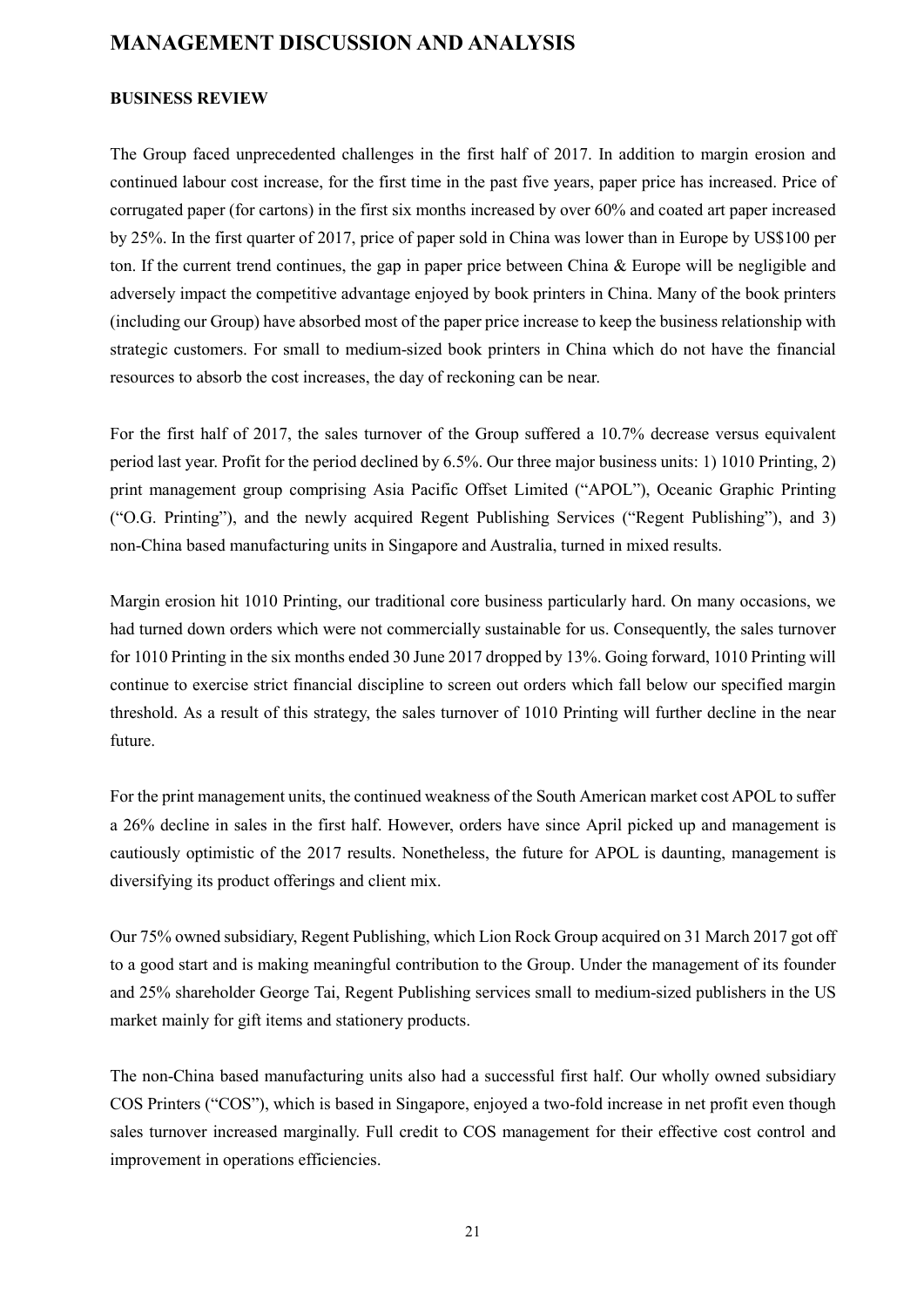# MANAGEMENT DISCUSSION AND ANALYSIS

## BUSINESS REVIEW

The Group faced unprecedented challenges in the first half of 2017. In addition to margin erosion and continued labour cost increase, for the first time in the past five years, paper price has increased. Price of corrugated paper (for cartons) in the first six months increased by over 60% and coated art paper increased by 25%. In the first quarter of 2017, price of paper sold in China was lower than in Europe by US$100 per ton. If the current trend continues, the gap in paper price between China & Europe will be negligible and adversely impact the competitive advantage enjoyed by book printers in China. Many of the book printers (including our Group) have absorbed most of the paper price increase to keep the business relationship with strategic customers. For small to medium-sized book printers in China which do not have the financial resources to absorb the cost increases, the day of reckoning can be near.

For the first half of 2017, the sales turnover of the Group suffered a 10.7% decrease versus equivalent period last year. Profit for the period declined by 6.5%. Our three major business units: 1) 1010 Printing, 2) print management group comprising Asia Pacific Offset Limited ("APOL"), Oceanic Graphic Printing ("O.G. Printing"), and the newly acquired Regent Publishing Services ("Regent Publishing"), and 3) non-China based manufacturing units in Singapore and Australia, turned in mixed results.

Margin erosion hit 1010 Printing, our traditional core business particularly hard. On many occasions, we had turned down orders which were not commercially sustainable for us. Consequently, the sales turnover for 1010 Printing in the six months ended 30 June 2017 dropped by 13%. Going forward, 1010 Printing will continue to exercise strict financial discipline to screen out orders which fall below our specified margin threshold. As a result of this strategy, the sales turnover of 1010 Printing will further decline in the near future.

For the print management units, the continued weakness of the South American market cost APOL to suffer a 26% decline in sales in the first half. However, orders have since April picked up and management is cautiously optimistic of the 2017 results. Nonetheless, the future for APOL is daunting, management is diversifying its product offerings and client mix.

Our 75% owned subsidiary, Regent Publishing, which Lion Rock Group acquired on 31 March 2017 got off to a good start and is making meaningful contribution to the Group. Under the management of its founder and 25% shareholder George Tai, Regent Publishing services small to medium-sized publishers in the US market mainly for gift items and stationery products.

The non-China based manufacturing units also had a successful first half. Our wholly owned subsidiary COS Printers ("COS"), which is based in Singapore, enjoyed a two-fold increase in net profit even though sales turnover increased marginally. Full credit to COS management for their effective cost control and improvement in operations efficiencies.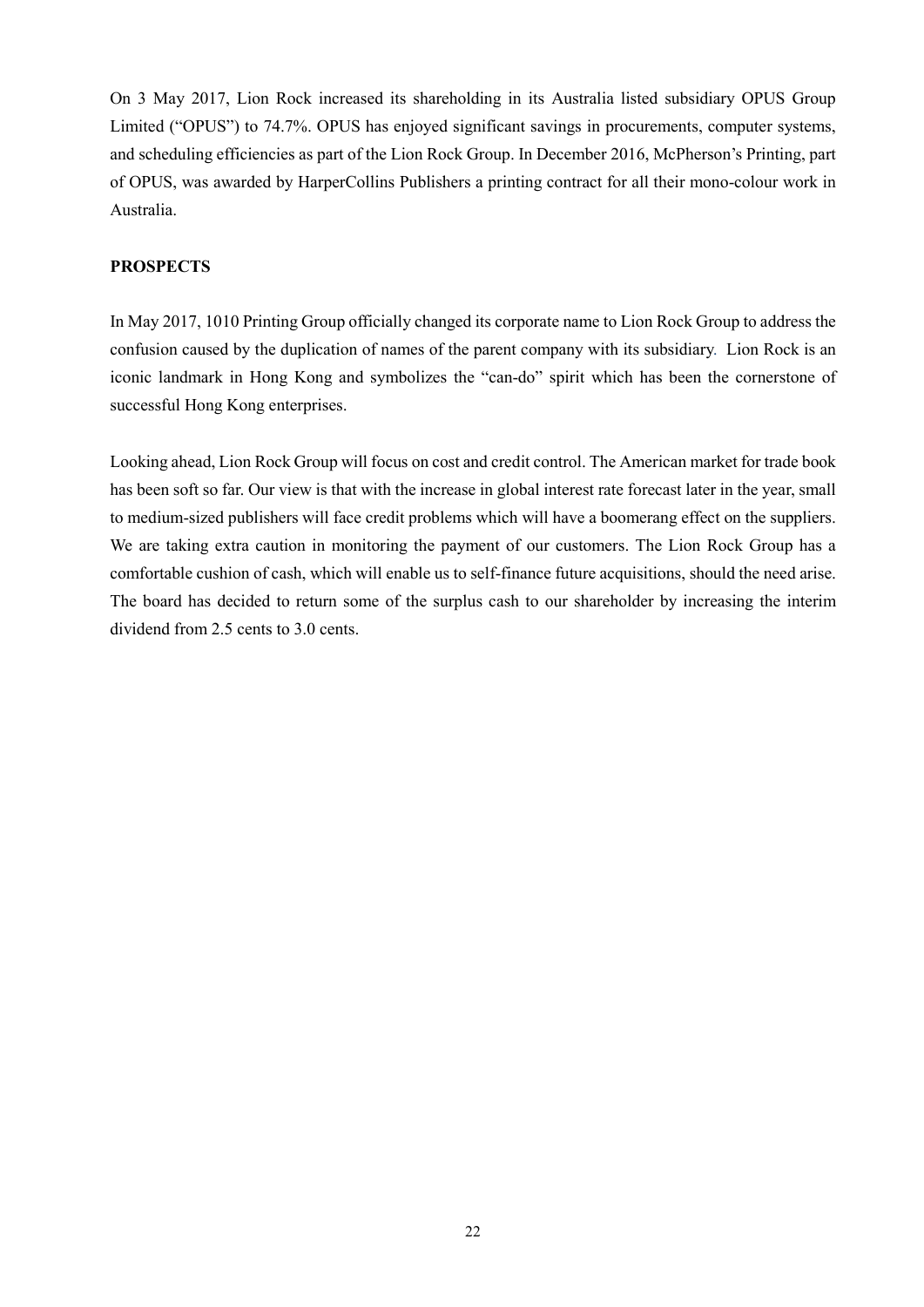On 3 May 2017, Lion Rock increased its shareholding in its Australia listed subsidiary OPUS Group Limited ("OPUS") to 74.7%. OPUS has enjoyed significant savings in procurements, computer systems, and scheduling efficiencies as part of the Lion Rock Group. In December 2016, McPherson's Printing, part of OPUS, was awarded by HarperCollins Publishers a printing contract for all their mono-colour work in Australia.

**PROSPECTS**

In May 2017, 1010 Printing Group officially changed its corporate name to Lion Rock Group to address the confusion caused by the duplication of names of the parent company with its subsidiary. Lion Rock is an iconic landmark in Hong Kong and symbolizes the "can-do" spirit which has been the cornerstone of successful Hong Kong enterprises.

Looking ahead, Lion Rock Group will focus on cost and credit control. The American market for trade book has been soft so far. Our view is that with the increase in global interest rate forecast later in the year, small to medium-sized publishers will face credit problems which will have a boomerang effect on the suppliers. We are taking extra caution in monitoring the payment of our customers. The Lion Rock Group has a comfortable cushion of cash, which will enable us to self-finance future acquisitions, should the need arise. The board has decided to return some of the surplus cash to our shareholder by increasing the interim dividend from 2.5 cents to 3.0 cents.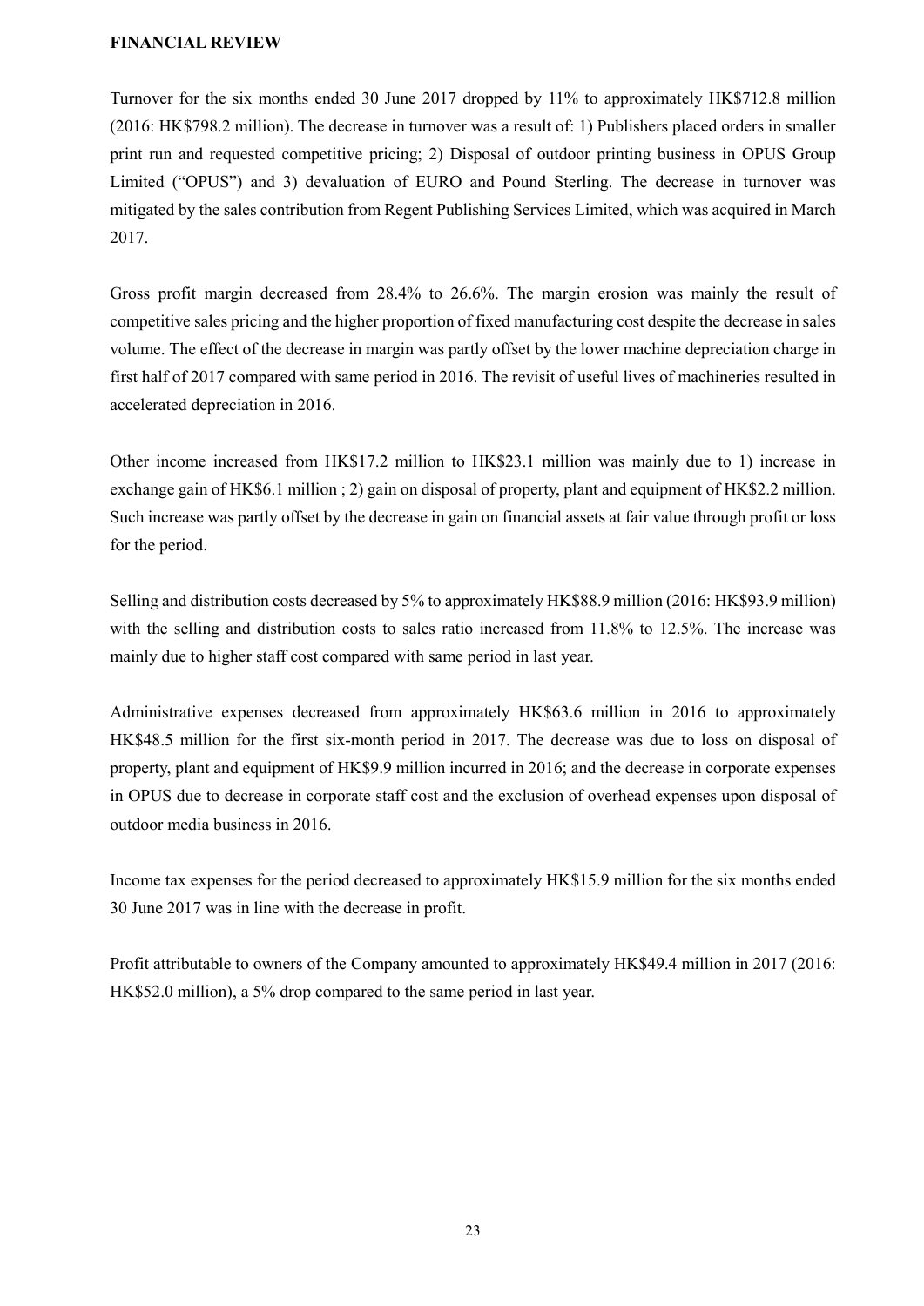**FINANCIAL REVIEW**

Turnover for the six months ended 30 June 2017 dropped by 11% to approximately HK$712.8 million (2016: HK$798.2 million). The decrease in turnover was a result of: 1) Publishers placed orders in smaller print run and requested competitive pricing; 2) Disposal of outdoor printing business in OPUS Group Limited ("OPUS") and 3) devaluation of EURO and Pound Sterling. The decrease in turnover was mitigated by the sales contribution from Regent Publishing Services Limited, which was acquired in March 2017.

Gross profit margin decreased from 28.4% to 26.6%. The margin erosion was mainly the result of competitive sales pricing and the higher proportion of fixed manufacturing cost despite the decrease in sales volume. The effect of the decrease in margin was partly offset by the lower machine depreciation charge in first half of 2017 compared with same period in 2016. The revisit of useful lives of machineries resulted in accelerated depreciation in 2016.

Other income increased from HK$17.2 million to HK$23.1 million was mainly due to 1) increase in exchange gain of HK$6.1 million ; 2) gain on disposal of property, plant and equipment of HK$2.2 million. Such increase was partly offset by the decrease in gain on financial assets at fair value through profit or loss for the period.

Selling and distribution costs decreased by 5% to approximately HK$88.9 million (2016: HK$93.9 million) with the selling and distribution costs to sales ratio increased from 11.8% to 12.5%. The increase was mainly due to higher staff cost compared with same period in last year.

Administrative expenses decreased from approximately HK$63.6 million in 2016 to approximately HK$48.5 million for the first six-month period in 2017. The decrease was due to loss on disposal of property, plant and equipment of HK$9.9 million incurred in 2016; and the decrease in corporate expenses in OPUS due to decrease in corporate staff cost and the exclusion of overhead expenses upon disposal of outdoor media business in 2016.

Income tax expenses for the period decreased to approximately HK$15.9 million for the six months ended 30 June 2017 was in line with the decrease in profit.

Profit attributable to owners of the Company amounted to approximately HK$49.4 million in 2017 (2016: HK$52.0 million), a 5% drop compared to the same period in last year.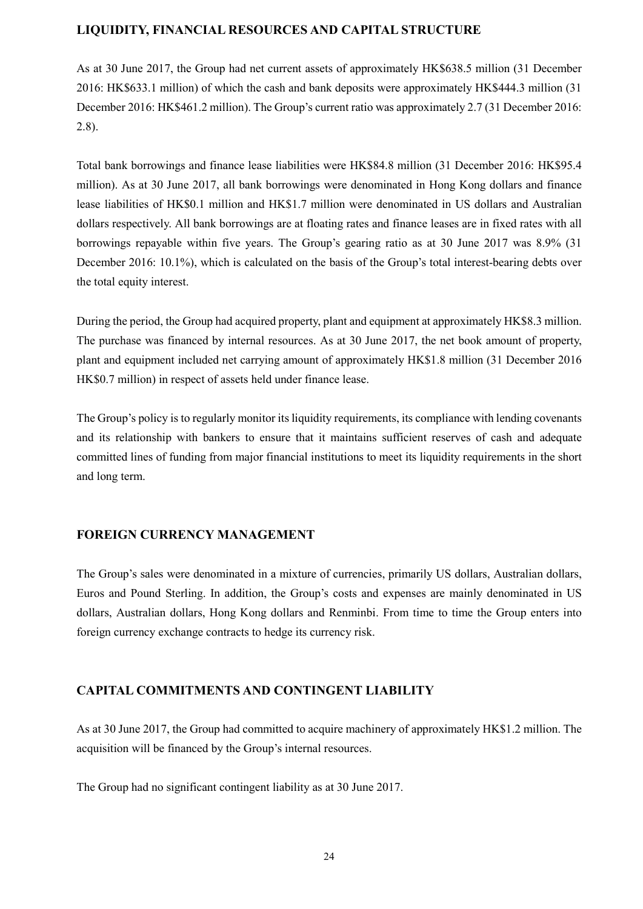## LIQUIDITY, FINANCIAL RESOURCES AND CAPITAL STRUCTURE

As at 30 June 2017, the Group had net current assets of approximately HK$638.5 million (31 December 2016: HK$633.1 million) of which the cash and bank deposits were approximately HK$444.3 million (31 December 2016: HK$461.2 million). The Group's current ratio was approximately 2.7 (31 December 2016: 2.8).

Total bank borrowings and finance lease liabilities were HK$84.8 million (31 December 2016: HK$95.4 million). As at 30 June 2017, all bank borrowings were denominated in Hong Kong dollars and finance lease liabilities of HK$0.1 million and HK$1.7 million were denominated in US dollars and Australian dollars respectively. All bank borrowings are at floating rates and finance leases are in fixed rates with all borrowings repayable within five years. The Group's gearing ratio as at 30 June 2017 was 8.9% (31 December 2016: 10.1%), which is calculated on the basis of the Group's total interest-bearing debts over the total equity interest.

During the period, the Group had acquired property, plant and equipment at approximately HK$8.3 million. The purchase was financed by internal resources. As at 30 June 2017, the net book amount of property, plant and equipment included net carrying amount of approximately HK$1.8 million (31 December 2016 HK$0.7 million) in respect of assets held under finance lease.

The Group's policy is to regularly monitor its liquidity requirements, its compliance with lending covenants and its relationship with bankers to ensure that it maintains sufficient reserves of cash and adequate committed lines of funding from major financial institutions to meet its liquidity requirements in the short and long term.

## FOREIGN CURRENCY MANAGEMENT

The Group's sales were denominated in a mixture of currencies, primarily US dollars, Australian dollars, Euros and Pound Sterling. In addition, the Group's costs and expenses are mainly denominated in US dollars, Australian dollars, Hong Kong dollars and Renminbi. From time to time the Group enters into foreign currency exchange contracts to hedge its currency risk.

## CAPITAL COMMITMENTS AND CONTINGENT LIABILITY

As at 30 June 2017, the Group had committed to acquire machinery of approximately HK$1.2 million. The acquisition will be financed by the Group's internal resources.

The Group had no significant contingent liability as at 30 June 2017.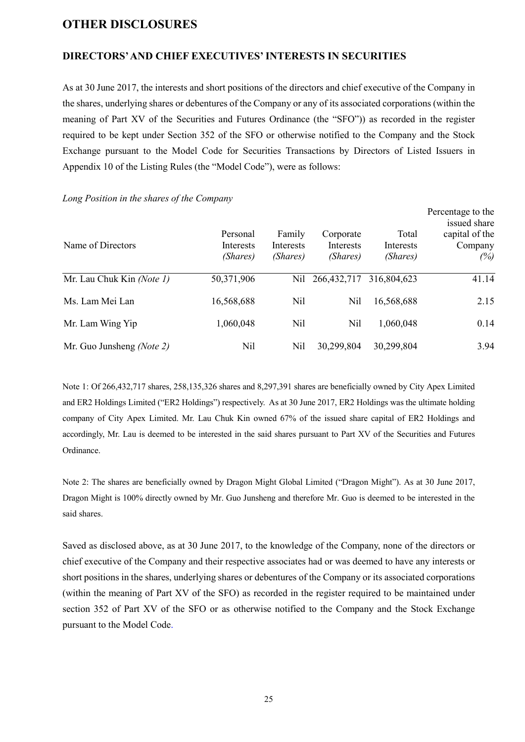# OTHER DISCLOSURES

## DIRECTORS' AND CHIEF EXECUTIVES' INTERESTS IN SECURITIES

As at 30 June 2017, the interests and short positions of the directors and chief executive of the Company in the shares, underlying shares or debentures of the Company or any of its associated corporations (within the meaning of Part XV of the Securities and Futures Ordinance (the "SFO")) as recorded in the register required to be kept under Section 352 of the SFO or otherwise notified to the Company and the Stock Exchange pursuant to the Model Code for Securities Transactions by Directors of Listed Issuers in Appendix 10 of the Listing Rules (the "Model Code"), were as follows:

*Long Position in the shares of the Company*

| Name of Directors | Personal Interests *(Shares)* | Family Interests *(Shares)* | Corporate Interests *(Shares)* | Total Interests *(Shares)* | Percentage to the issued share capital of the Company *(%)* |
|---|---|---|---|---|---|
| Mr. Lau Chuk Kin *(Note 1)* | 50,371,906 | Nil | 266,432,717 | 316,804,623 | 41.14 |
| Ms. Lam Mei Lan | 16,568,688 | Nil | Nil | 16,568,688 | 2.15 |
| Mr. Lam Wing Yip | 1,060,048 | Nil | Nil | 1,060,048 | 0.14 |
| Mr. Guo Junsheng *(Note 2)* | Nil | Nil | 30,299,804 | 30,299,804 | 3.94 |

Note 1: Of 266,432,717 shares, 258,135,326 shares and 8,297,391 shares are beneficially owned by City Apex Limited and ER2 Holdings Limited ("ER2 Holdings") respectively. As at 30 June 2017, ER2 Holdings was the ultimate holding company of City Apex Limited. Mr. Lau Chuk Kin owned 67% of the issued share capital of ER2 Holdings and accordingly, Mr. Lau is deemed to be interested in the said shares pursuant to Part XV of the Securities and Futures Ordinance.

Note 2: The shares are beneficially owned by Dragon Might Global Limited ("Dragon Might"). As at 30 June 2017, Dragon Might is 100% directly owned by Mr. Guo Junsheng and therefore Mr. Guo is deemed to be interested in the said shares.

Saved as disclosed above, as at 30 June 2017, to the knowledge of the Company, none of the directors or chief executive of the Company and their respective associates had or was deemed to have any interests or short positions in the shares, underlying shares or debentures of the Company or its associated corporations (within the meaning of Part XV of the SFO) as recorded in the register required to be maintained under section 352 of Part XV of the SFO or as otherwise notified to the Company and the Stock Exchange pursuant to the Model Code.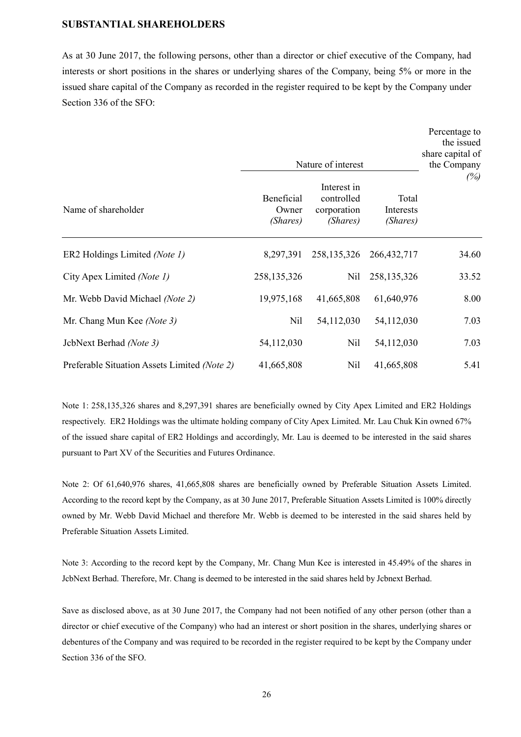## SUBSTANTIAL SHAREHOLDERS

As at 30 June 2017, the following persons, other than a director or chief executive of the Company, had interests or short positions in the shares or underlying shares of the Company, being 5% or more in the issued share capital of the Company as recorded in the register required to be kept by the Company under Section 336 of the SFO:

| | Nature of interest | | | Percentage to the issued share capital of the Company *(%)* |
|---|---|---|---|---|
| Name of shareholder | Beneficial Owner *(Shares)* | Interest in controlled corporation *(Shares)* | Total Interests *(Shares)* | |
| ER2 Holdings Limited *(Note 1)* | 8,297,391 | 258,135,326 | 266,432,717 | 34.60 |
| City Apex Limited *(Note 1)* | 258,135,326 | Nil | 258,135,326 | 33.52 |
| Mr. Webb David Michael *(Note 2)* | 19,975,168 | 41,665,808 | 61,640,976 | 8.00 |
| Mr. Chang Mun Kee *(Note 3)* | Nil | 54,112,030 | 54,112,030 | 7.03 |
| JcbNext Berhad *(Note 3)* | 54,112,030 | Nil | 54,112,030 | 7.03 |
| Preferable Situation Assets Limited *(Note 2)* | 41,665,808 | Nil | 41,665,808 | 5.41 |

Note 1: 258,135,326 shares and 8,297,391 shares are beneficially owned by City Apex Limited and ER2 Holdings respectively. ER2 Holdings was the ultimate holding company of City Apex Limited. Mr. Lau Chuk Kin owned 67% of the issued share capital of ER2 Holdings and accordingly, Mr. Lau is deemed to be interested in the said shares pursuant to Part XV of the Securities and Futures Ordinance.

Note 2: Of 61,640,976 shares, 41,665,808 shares are beneficially owned by Preferable Situation Assets Limited. According to the record kept by the Company, as at 30 June 2017, Preferable Situation Assets Limited is 100% directly owned by Mr. Webb David Michael and therefore Mr. Webb is deemed to be interested in the said shares held by Preferable Situation Assets Limited.

Note 3: According to the record kept by the Company, Mr. Chang Mun Kee is interested in 45.49% of the shares in JcbNext Berhad. Therefore, Mr. Chang is deemed to be interested in the said shares held by Jcbnext Berhad.

Save as disclosed above, as at 30 June 2017, the Company had not been notified of any other person (other than a director or chief executive of the Company) who had an interest or short position in the shares, underlying shares or debentures of the Company and was required to be recorded in the register required to be kept by the Company under Section 336 of the SFO.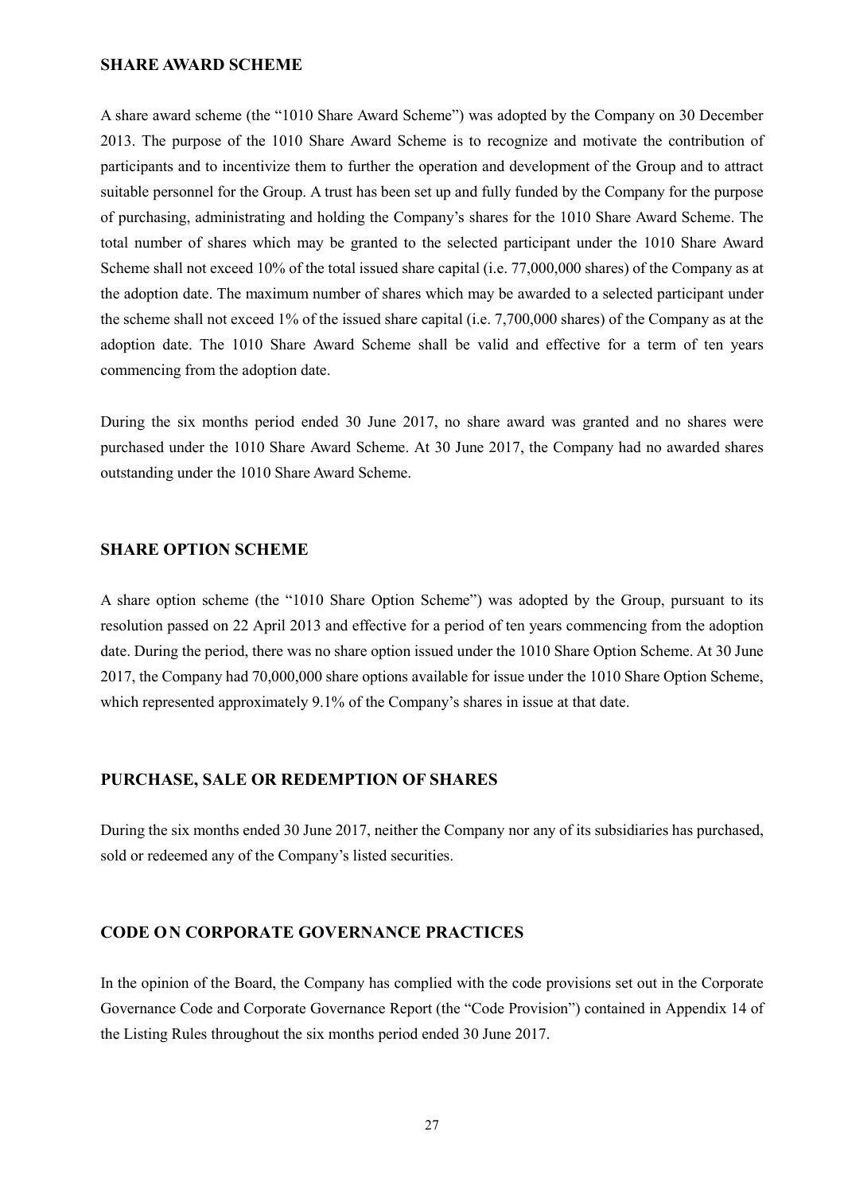## SHARE AWARD SCHEME

A share award scheme (the "1010 Share Award Scheme") was adopted by the Company on 30 December 2013. The purpose of the 1010 Share Award Scheme is to recognize and motivate the contribution of participants and to incentivize them to further the operation and development of the Group and to attract suitable personnel for the Group. A trust has been set up and fully funded by the Company for the purpose of purchasing, administrating and holding the Company's shares for the 1010 Share Award Scheme. The total number of shares which may be granted to the selected participant under the 1010 Share Award Scheme shall not exceed 10% of the total issued share capital (i.e. 77,000,000 shares) of the Company as at the adoption date. The maximum number of shares which may be awarded to a selected participant under the scheme shall not exceed 1% of the issued share capital (i.e. 7,700,000 shares) of the Company as at the adoption date. The 1010 Share Award Scheme shall be valid and effective for a term of ten years commencing from the adoption date.

During the six months period ended 30 June 2017, no share award was granted and no shares were purchased under the 1010 Share Award Scheme. At 30 June 2017, the Company had no awarded shares outstanding under the 1010 Share Award Scheme.

## SHARE OPTION SCHEME

A share option scheme (the "1010 Share Option Scheme") was adopted by the Group, pursuant to its resolution passed on 22 April 2013 and effective for a period of ten years commencing from the adoption date. During the period, there was no share option issued under the 1010 Share Option Scheme. At 30 June 2017, the Company had 70,000,000 share options available for issue under the 1010 Share Option Scheme, which represented approximately 9.1% of the Company's shares in issue at that date.

## PURCHASE, SALE OR REDEMPTION OF SHARES

During the six months ended 30 June 2017, neither the Company nor any of its subsidiaries has purchased, sold or redeemed any of the Company's listed securities.

## CODE ON CORPORATE GOVERNANCE PRACTICES

In the opinion of the Board, the Company has complied with the code provisions set out in the Corporate Governance Code and Corporate Governance Report (the "Code Provision") contained in Appendix 14 of the Listing Rules throughout the six months period ended 30 June 2017.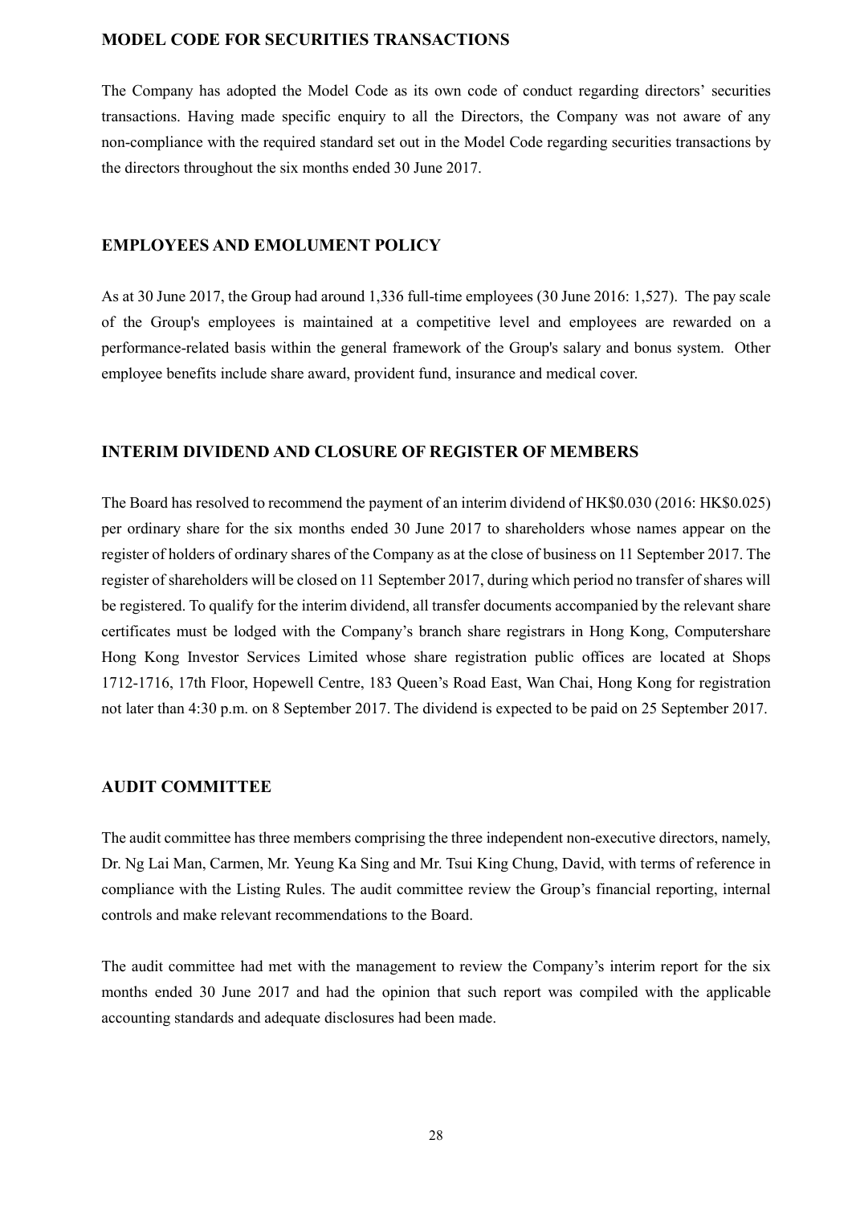## MODEL CODE FOR SECURITIES TRANSACTIONS

The Company has adopted the Model Code as its own code of conduct regarding directors' securities transactions. Having made specific enquiry to all the Directors, the Company was not aware of any non-compliance with the required standard set out in the Model Code regarding securities transactions by the directors throughout the six months ended 30 June 2017.

## EMPLOYEES AND EMOLUMENT POLICY

As at 30 June 2017, the Group had around 1,336 full-time employees (30 June 2016: 1,527). The pay scale of the Group's employees is maintained at a competitive level and employees are rewarded on a performance-related basis within the general framework of the Group's salary and bonus system. Other employee benefits include share award, provident fund, insurance and medical cover.

## INTERIM DIVIDEND AND CLOSURE OF REGISTER OF MEMBERS

The Board has resolved to recommend the payment of an interim dividend of HK$0.030 (2016: HK$0.025) per ordinary share for the six months ended 30 June 2017 to shareholders whose names appear on the register of holders of ordinary shares of the Company as at the close of business on 11 September 2017. The register of shareholders will be closed on 11 September 2017, during which period no transfer of shares will be registered. To qualify for the interim dividend, all transfer documents accompanied by the relevant share certificates must be lodged with the Company's branch share registrars in Hong Kong, Computershare Hong Kong Investor Services Limited whose share registration public offices are located at Shops 1712-1716, 17th Floor, Hopewell Centre, 183 Queen's Road East, Wan Chai, Hong Kong for registration not later than 4:30 p.m. on 8 September 2017. The dividend is expected to be paid on 25 September 2017.

## AUDIT COMMITTEE

The audit committee has three members comprising the three independent non-executive directors, namely, Dr. Ng Lai Man, Carmen, Mr. Yeung Ka Sing and Mr. Tsui King Chung, David, with terms of reference in compliance with the Listing Rules. The audit committee review the Group's financial reporting, internal controls and make relevant recommendations to the Board.

The audit committee had met with the management to review the Company's interim report for the six months ended 30 June 2017 and had the opinion that such report was compiled with the applicable accounting standards and adequate disclosures had been made.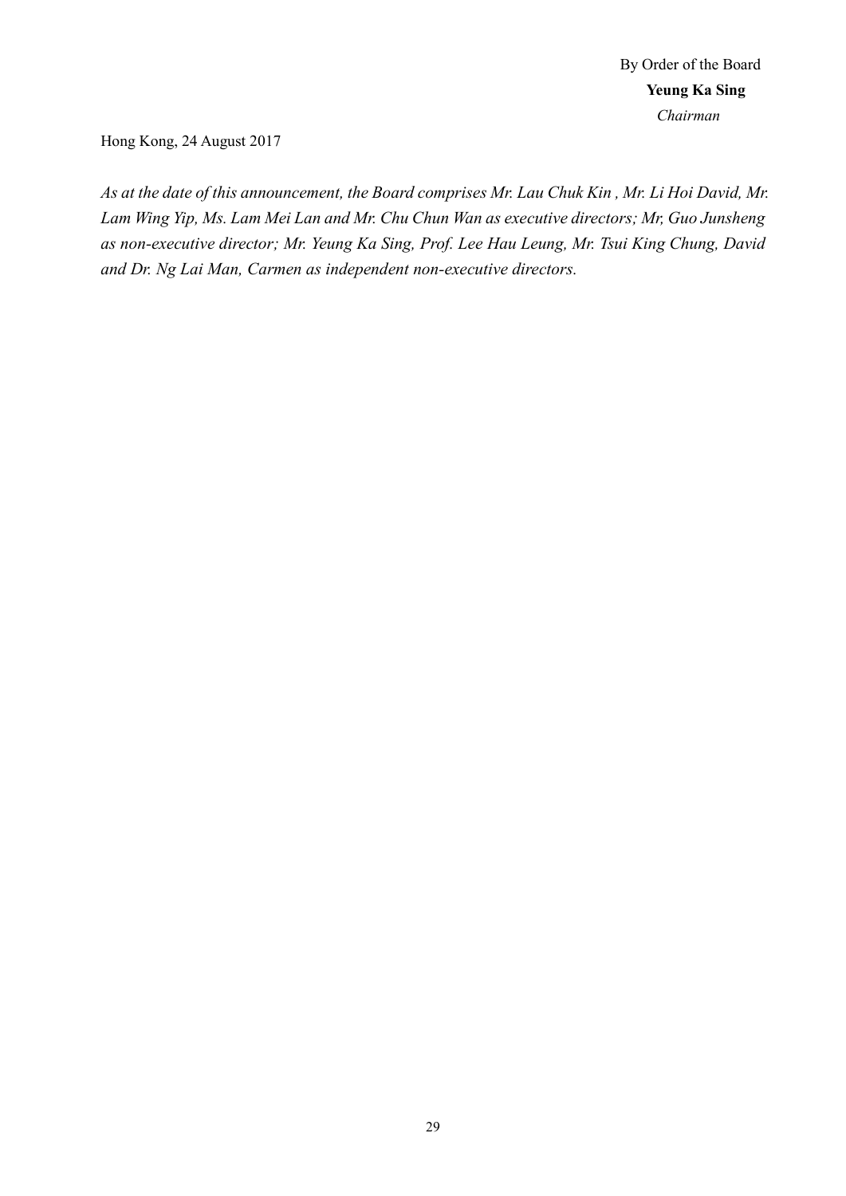By Order of the Board
**Yeung Ka Sing**
*Chairman*

Hong Kong, 24 August 2017

*As at the date of this announcement, the Board comprises Mr. Lau Chuk Kin , Mr. Li Hoi David, Mr. Lam Wing Yip, Ms. Lam Mei Lan and Mr. Chu Chun Wan as executive directors; Mr, Guo Junsheng as non-executive director; Mr. Yeung Ka Sing, Prof. Lee Hau Leung, Mr. Tsui King Chung, David and Dr. Ng Lai Man, Carmen as independent non-executive directors.*